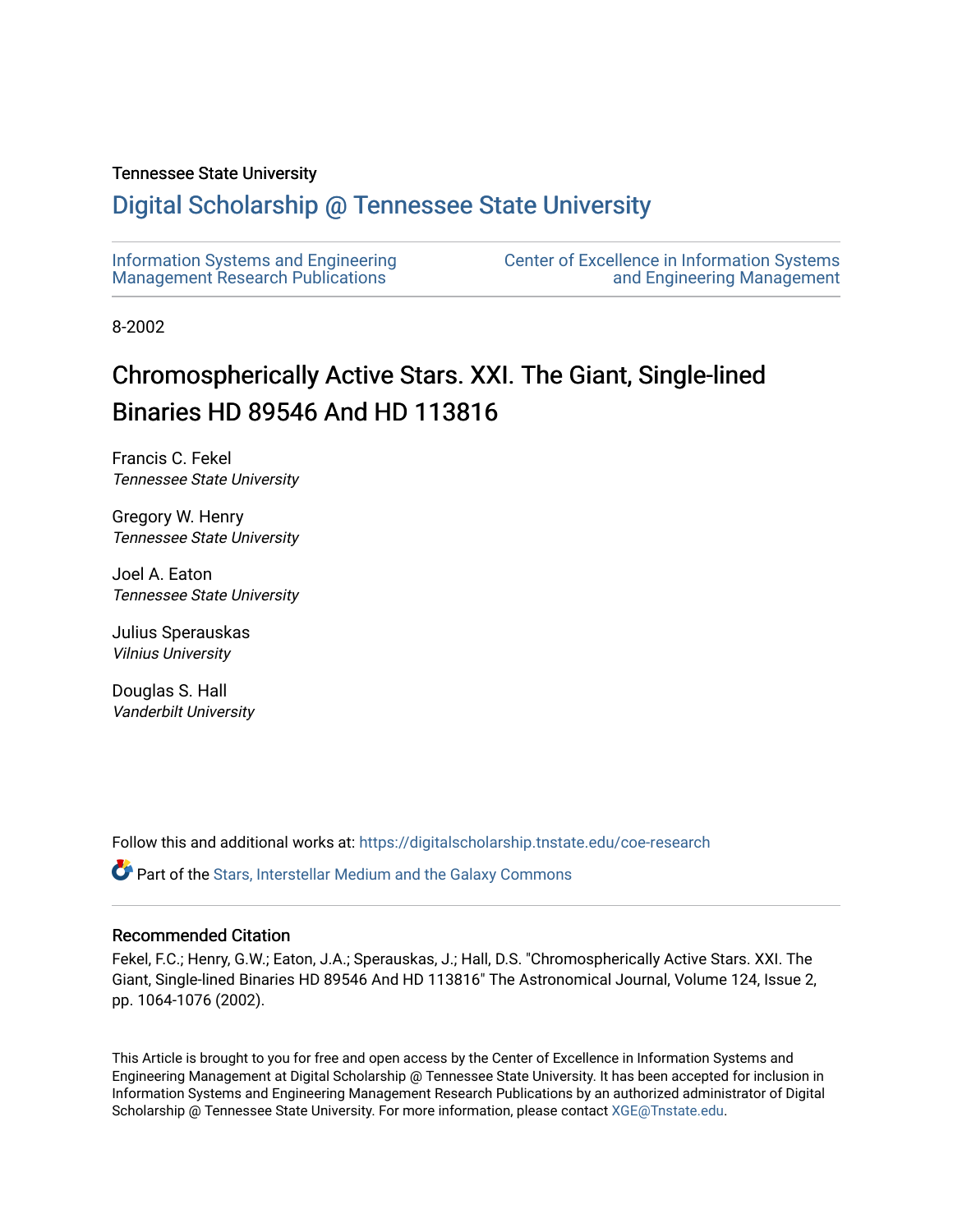Tennessee State University

# Digital Scholarship @ Tennessee State University

Information Systems and Engineering Management Research Publications

Center of Excellence in Information Systems and Engineering Management

8-2002

# Chromospherically Active Stars. XXI. The Giant, Single-lined Binaries HD 89546 And HD 113816

Francis C. Fekel
*Tennessee State University*

Gregory W. Henry
*Tennessee State University*

Joel A. Eaton
*Tennessee State University*

Julius Sperauskas
*Vilnius University*

Douglas S. Hall
*Vanderbilt University*

Follow this and additional works at: https://digitalscholarship.tnstate.edu/coe-research

Part of the Stars, Interstellar Medium and the Galaxy Commons

## Recommended Citation

Fekel, F.C.; Henry, G.W.; Eaton, J.A.; Sperauskas, J.; Hall, D.S. "Chromospherically Active Stars. XXI. The Giant, Single-lined Binaries HD 89546 And HD 113816" The Astronomical Journal, Volume 124, Issue 2, pp. 1064-1076 (2002).

This Article is brought to you for free and open access by the Center of Excellence in Information Systems and Engineering Management at Digital Scholarship @ Tennessee State University. It has been accepted for inclusion in Information Systems and Engineering Management Research Publications by an authorized administrator of Digital Scholarship @ Tennessee State University. For more information, please contact XGE@Tnstate.edu.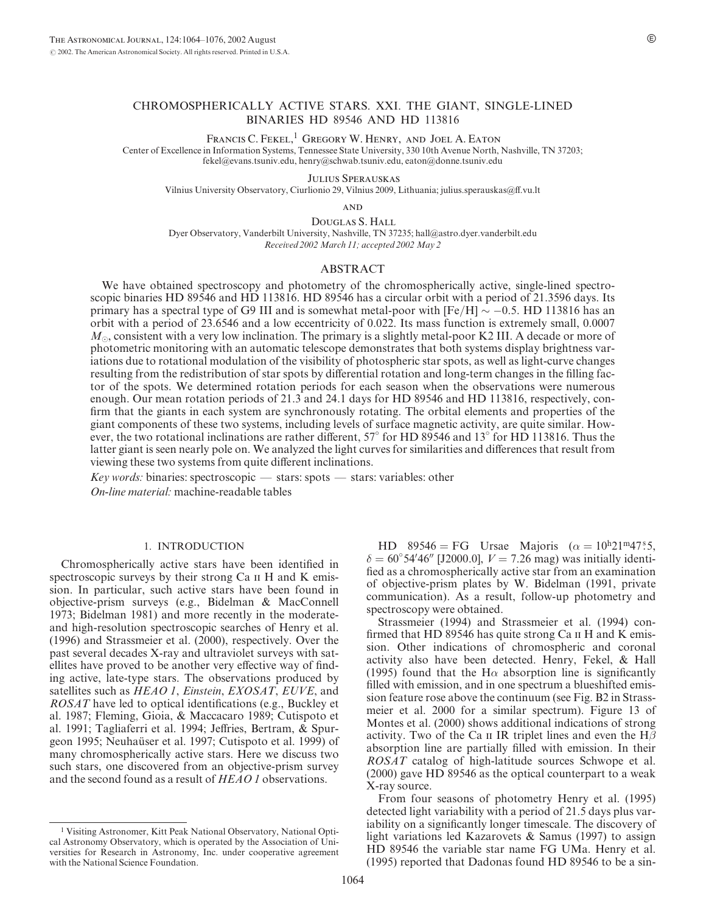# CHROMOSPHERICALLY ACTIVE STARS. XXI. THE GIANT, SINGLE-LINED BINARIES HD 89546 AND HD 113816

Francis C. Fekel,[1] Gregory W. Henry, and Joel A. Eaton

Center of Excellence in Information Systems, Tennessee State University, 330 10th Avenue North, Nashville, TN 37203; fekel@evans.tsuniv.edu, henry@schwab.tsuniv.edu, eaton@donne.tsuniv.edu

Julius Sperauskas

Vilnius University Observatory, Ciurlionio 29, Vilnius 2009, Lithuania; julius.sperauskas@ff.vu.lt

and

Douglas S. Hall

Dyer Observatory, Vanderbilt University, Nashville, TN 37235; hall@astro.dyer.vanderbilt.edu

*Received 2002 March 11; accepted 2002 May 2*

## ABSTRACT

We have obtained spectroscopy and photometry of the chromospherically active, single-lined spectroscopic binaries HD 89546 and HD 113816. HD 89546 has a circular orbit with a period of 21.3596 days. Its primary has a spectral type of G9 III and is somewhat metal-poor with [Fe/H] $\sim -0.5$. HD 113816 has an orbit with a period of 23.6546 and a low eccentricity of 0.022. Its mass function is extremely small, 0.0007 $M_{\odot}$, consistent with a very low inclination. The primary is a slightly metal-poor K2 III. A decade or more of photometric monitoring with an automatic telescope demonstrates that both systems display brightness variations due to rotational modulation of the visibility of photospheric star spots, as well as light-curve changes resulting from the redistribution of star spots by differential rotation and long-term changes in the filling factor of the spots. We determined rotation periods for each season when the observations were numerous enough. Our mean rotation periods of 21.3 and 24.1 days for HD 89546 and HD 113816, respectively, confirm that the giants in each system are synchronously rotating. The orbital elements and properties of the giant components of these two systems, including levels of surface magnetic activity, are quite similar. However, the two rotational inclinations are rather different, 57° for HD 89546 and 13° for HD 113816. Thus the latter giant is seen nearly pole on. We analyzed the light curves for similarities and differences that result from viewing these two systems from quite different inclinations.

*Key words:* binaries: spectroscopic — stars: spots — stars: variables: other

*On-line material:* machine-readable tables

## 1. INTRODUCTION

Chromospherically active stars have been identified in spectroscopic surveys by their strong Ca II H and K emission. In particular, such active stars have been found in objective-prism surveys (e.g., Bidelman & MacConnell 1973; Bidelman 1981) and more recently in the moderate- and high-resolution spectroscopic searches of Henry et al. (1996) and Strassmeier et al. (2000), respectively. Over the past several decades X-ray and ultraviolet surveys with satellites have proved to be another very effective way of finding active, late-type stars. The observations produced by satellites such as *HEAO 1*, *Einstein*, *EXOSAT*, *EUVE*, and *ROSAT* have led to optical identifications (e.g., Buckley et al. 1987; Fleming, Gioia, & Maccacaro 1989; Cutispoto et al. 1991; Tagliaferri et al. 1994; Jeffries, Bertram, & Spurgeon 1995; Neuhaüser et al. 1997; Cutispoto et al. 1999) of many chromospherically active stars. Here we discuss two such stars, one discovered from an objective-prism survey and the second found as a result of *HEAO 1* observations.

HD 89546 = FG Ursae Majoris ($\alpha = 10^{\mathrm{h}}21^{\mathrm{m}}47\overset{\mathrm{s}}{.}5$, $\delta = 60°54'46''$ [J2000.0], $V = 7.26$ mag) was initially identified as a chromospherically active star from an examination of objective-prism plates by W. Bidelman (1991, private communication). As a result, follow-up photometry and spectroscopy were obtained.

Strassmeier (1994) and Strassmeier et al. (1994) confirmed that HD 89546 has quite strong Ca II H and K emission. Other indications of chromospheric and coronal activity also have been detected. Henry, Fekel, & Hall (1995) found that the H$\alpha$ absorption line is significantly filled with emission, and in one spectrum a blueshifted emission feature rose above the continuum (see Fig. B2 in Strassmeier et al. 2000 for a similar spectrum). Figure 13 of Montes et al. (2000) shows additional indications of strong activity. Two of the Ca II IR triplet lines and even the H$\beta$ absorption line are partially filled with emission. In their *ROSAT* catalog of high-latitude sources Schwope et al. (2000) gave HD 89546 as the optical counterpart to a weak X-ray source.

From four seasons of photometry Henry et al. (1995) detected light variability with a period of 21.5 days plus variability on a significantly longer timescale. The discovery of light variations led Kazarovets & Samus (1997) to assign HD 89546 the variable star name FG UMa. Henry et al. (1995) reported that Dadonas found HD 89546 to be a sin-

[1] Visiting Astronomer, Kitt Peak National Observatory, National Optical Astronomy Observatory, which is operated by the Association of Universities for Research in Astronomy, Inc. under cooperative agreement with the National Science Foundation.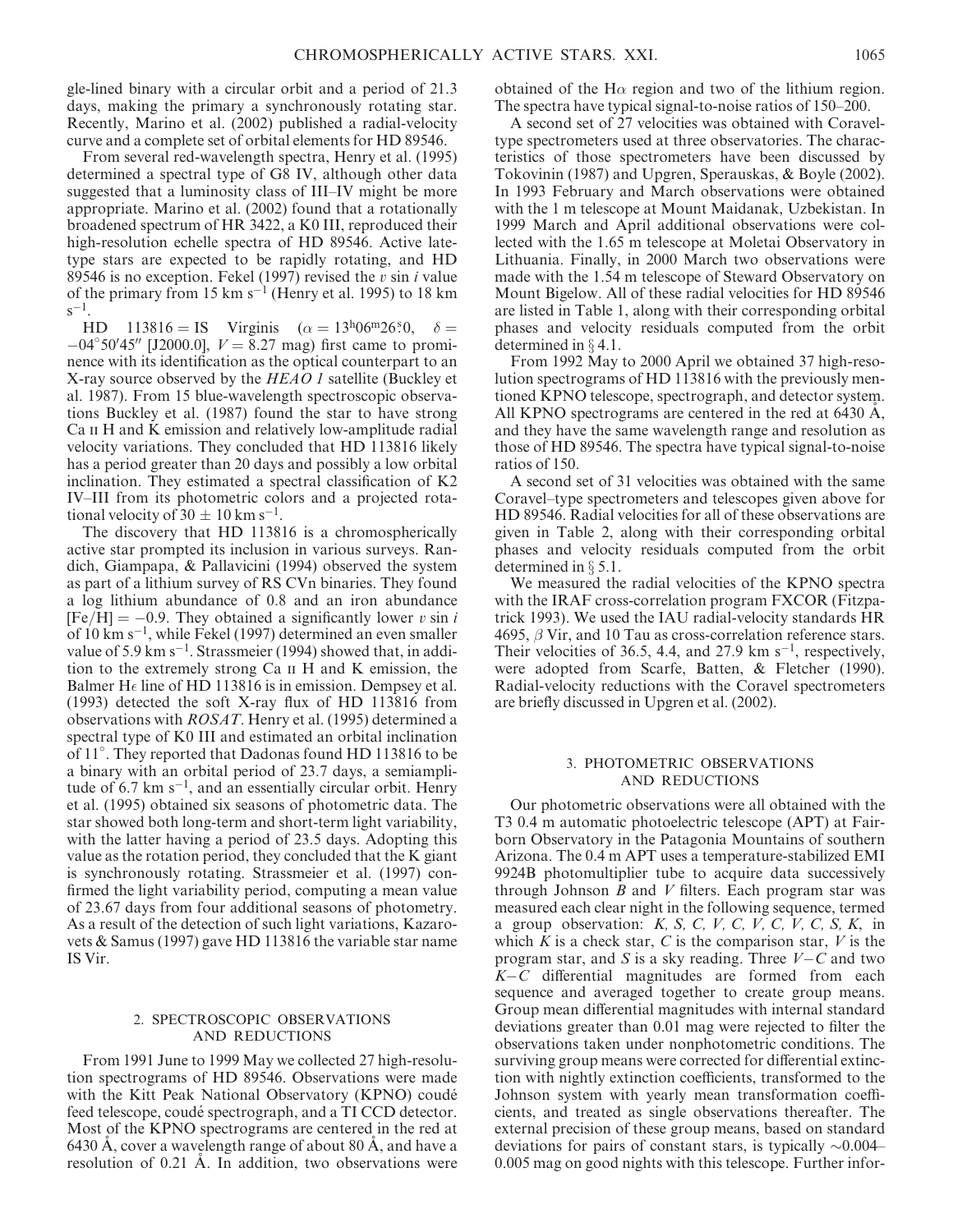gle-lined binary with a circular orbit and a period of 21.3 days, making the primary a synchronously rotating star. Recently, Marino et al. (2002) published a radial-velocity curve and a complete set of orbital elements for HD 89546.

From several red-wavelength spectra, Henry et al. (1995) determined a spectral type of G8 IV, although other data suggested that a luminosity class of III–IV might be more appropriate. Marino et al. (2002) found that a rotationally broadened spectrum of HR 3422, a K0 III, reproduced their high-resolution echelle spectra of HD 89546. Active late-type stars are expected to be rapidly rotating, and HD 89546 is no exception. Fekel (1997) revised the $v \sin i$ value of the primary from 15 km s$^{-1}$ (Henry et al. 1995) to 18 km s$^{-1}$.

HD 113816 = IS Virginis ($\alpha = 13^{h}06^{m}26\overset{s}{.}0$, $\delta = -04°50'45''$ [J2000.0], $V = 8.27$ mag) first came to prominence with its identification as the optical counterpart to an X-ray source observed by the *HEAO 1* satellite (Buckley et al. 1987). From 15 blue-wavelength spectroscopic observations Buckley et al. (1987) found the star to have strong Ca II H and K emission and relatively low-amplitude radial velocity variations. They concluded that HD 113816 likely has a period greater than 20 days and possibly a low orbital inclination. They estimated a spectral classification of K2 IV–III from its photometric colors and a projected rotational velocity of $30 \pm 10$ km s$^{-1}$.

The discovery that HD 113816 is a chromospherically active star prompted its inclusion in various surveys. Randich, Giampapa, & Pallavicini (1994) observed the system as part of a lithium survey of RS CVn binaries. They found a log lithium abundance of 0.8 and an iron abundance [Fe/H] $= -0.9$. They obtained a significantly lower $v \sin i$ of 10 km s$^{-1}$, while Fekel (1997) determined an even smaller value of 5.9 km s$^{-1}$. Strassmeier (1994) showed that, in addition to the extremely strong Ca II H and K emission, the Balmer H$\epsilon$ line of HD 113816 is in emission. Dempsey et al. (1993) detected the soft X-ray flux of HD 113816 from observations with *ROSAT*. Henry et al. (1995) determined a spectral type of K0 III and estimated an orbital inclination of 11°. They reported that Dadonas found HD 113816 to be a binary with an orbital period of 23.7 days, a semiamplitude of 6.7 km s$^{-1}$, and an essentially circular orbit. Henry et al. (1995) obtained six seasons of photometric data. The star showed both long-term and short-term light variability, with the latter having a period of 23.5 days. Adopting this value as the rotation period, they concluded that the K giant is synchronously rotating. Strassmeier et al. (1997) confirmed the light variability period, computing a mean value of 23.67 days from four additional seasons of photometry. As a result of the detection of such light variations, Kazarovets & Samus (1997) gave HD 113816 the variable star name IS Vir.

## 2. SPECTROSCOPIC OBSERVATIONS AND REDUCTIONS

From 1991 June to 1999 May we collected 27 high-resolution spectrograms of HD 89546. Observations were made with the Kitt Peak National Observatory (KPNO) coudé feed telescope, coudé spectrograph, and a TI CCD detector. Most of the KPNO spectrograms are centered in the red at 6430 Å, cover a wavelength range of about 80 Å, and have a resolution of 0.21 Å. In addition, two observations were obtained of the H$\alpha$ region and two of the lithium region. The spectra have typical signal-to-noise ratios of 150–200.

A second set of 27 velocities was obtained with Coravel-type spectrometers used at three observatories. The characteristics of those spectrometers have been discussed by Tokovinin (1987) and Upgren, Sperauskas, & Boyle (2002). In 1993 February and March observations were obtained with the 1 m telescope at Mount Maidanak, Uzbekistan. In 1999 March and April additional observations were collected with the 1.65 m telescope at Moletai Observatory in Lithuania. Finally, in 2000 March two observations were made with the 1.54 m telescope of Steward Observatory on Mount Bigelow. All of these radial velocities for HD 89546 are listed in Table 1, along with their corresponding orbital phases and velocity residuals computed from the orbit determined in § 4.1.

From 1992 May to 2000 April we obtained 37 high-resolution spectrograms of HD 113816 with the previously mentioned KPNO telescope, spectrograph, and detector system. All KPNO spectrograms are centered in the red at 6430 Å, and they have the same wavelength range and resolution as those of HD 89546. The spectra have typical signal-to-noise ratios of 150.

A second set of 31 velocities was obtained with the same Coravel–type spectrometers and telescopes given above for HD 89546. Radial velocities for all of these observations are given in Table 2, along with their corresponding orbital phases and velocity residuals computed from the orbit determined in § 5.1.

We measured the radial velocities of the KPNO spectra with the IRAF cross-correlation program FXCOR (Fitzpatrick 1993). We used the IAU radial-velocity standards HR 4695, $\beta$ Vir, and 10 Tau as cross-correlation reference stars. Their velocities of 36.5, 4.4, and 27.9 km s$^{-1}$, respectively, were adopted from Scarfe, Batten, & Fletcher (1990). Radial-velocity reductions with the Coravel spectrometers are briefly discussed in Upgren et al. (2002).

## 3. PHOTOMETRIC OBSERVATIONS AND REDUCTIONS

Our photometric observations were all obtained with the T3 0.4 m automatic photoelectric telescope (APT) at Fairborn Observatory in the Patagonia Mountains of southern Arizona. The 0.4 m APT uses a temperature-stabilized EMI 9924B photomultiplier tube to acquire data successively through Johnson $B$ and $V$ filters. Each program star was measured each clear night in the following sequence, termed a group observation: *K, S, C, V, C, V, C, V, C, S, K*, in which $K$ is a check star, $C$ is the comparison star, $V$ is the program star, and $S$ is a sky reading. Three $V-C$ and two $K-C$ differential magnitudes are formed from each sequence and averaged together to create group means. Group mean differential magnitudes with internal standard deviations greater than 0.01 mag were rejected to filter the observations taken under nonphotometric conditions. The surviving group means were corrected for differential extinction with nightly extinction coefficients, transformed to the Johnson system with yearly mean transformation coefficients, and treated as single observations thereafter. The external precision of these group means, based on standard deviations for pairs of constant stars, is typically ~0.004–0.005 mag on good nights with this telescope. Further infor-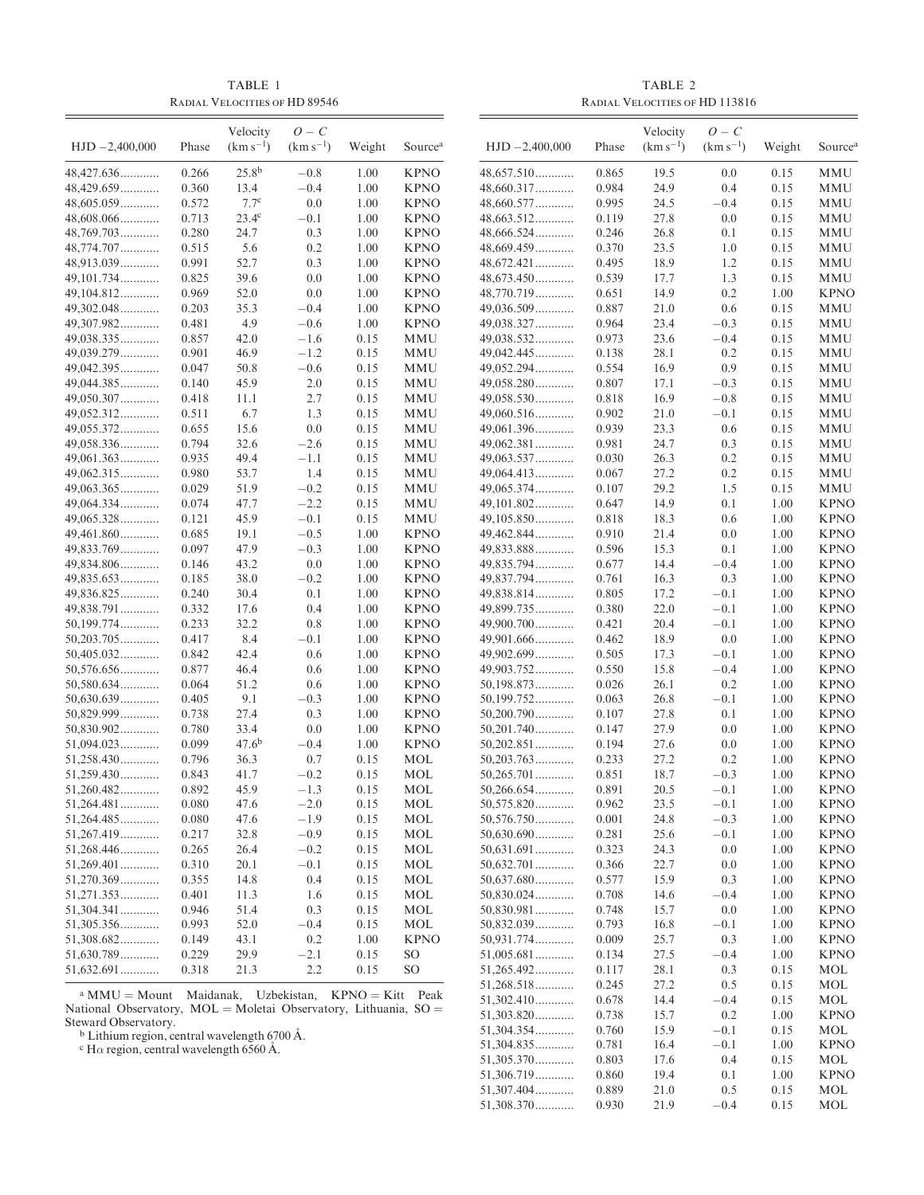TABLE 1

Radial Velocities of HD 89546

| HJD −2,400,000 | Phase | Velocity ($km s^{-1}$) | $O-C$ ($km s^{-1}$) | Weight | Source[a] |
|---|---|---|---|---|---|
| 48,427.636 | 0.266 | 25.8[b] | −0.8 | 1.00 | KPNO |
| 48,429.659 | 0.360 | 13.4 | −0.4 | 1.00 | KPNO |
| 48,605.059 | 0.572 | 7.7[c] | 0.0 | 1.00 | KPNO |
| 48,608.066 | 0.713 | 23.4[c] | −0.1 | 1.00 | KPNO |
| 48,769.703 | 0.280 | 24.7 | 0.3 | 1.00 | KPNO |
| 48,774.707 | 0.515 | 5.6 | 0.2 | 1.00 | KPNO |
| 48,913.039 | 0.991 | 52.7 | 0.3 | 1.00 | KPNO |
| 49,101.734 | 0.825 | 39.6 | 0.0 | 1.00 | KPNO |
| 49,104.812 | 0.969 | 52.0 | 0.0 | 1.00 | KPNO |
| 49,302.048 | 0.203 | 35.3 | −0.4 | 1.00 | KPNO |
| 49,307.982 | 0.481 | 4.9 | −0.6 | 1.00 | KPNO |
| 49,038.335 | 0.857 | 42.0 | −1.6 | 0.15 | MMU |
| 49,039.279 | 0.901 | 46.9 | −1.2 | 0.15 | MMU |
| 49,042.395 | 0.047 | 50.8 | −0.6 | 0.15 | MMU |
| 49,044.385 | 0.140 | 45.9 | 2.0 | 0.15 | MMU |
| 49,050.307 | 0.418 | 11.1 | 2.7 | 0.15 | MMU |
| 49,052.312 | 0.511 | 6.7 | 1.3 | 0.15 | MMU |
| 49,055.372 | 0.655 | 15.6 | 0.0 | 0.15 | MMU |
| 49,058.336 | 0.794 | 32.6 | −2.6 | 0.15 | MMU |
| 49,061.363 | 0.935 | 49.4 | −1.1 | 0.15 | MMU |
| 49,062.315 | 0.980 | 53.7 | 1.4 | 0.15 | MMU |
| 49,063.365 | 0.029 | 51.9 | −0.2 | 0.15 | MMU |
| 49,064.334 | 0.074 | 47.7 | −2.2 | 0.15 | MMU |
| 49,065.328 | 0.121 | 45.9 | −0.1 | 0.15 | MMU |
| 49,461.860 | 0.685 | 19.1 | −0.5 | 1.00 | KPNO |
| 49,833.769 | 0.097 | 47.9 | −0.3 | 1.00 | KPNO |
| 49,834.806 | 0.146 | 43.2 | 0.0 | 1.00 | KPNO |
| 49,835.653 | 0.185 | 38.0 | −0.2 | 1.00 | KPNO |
| 49,836.825 | 0.240 | 30.4 | 0.1 | 1.00 | KPNO |
| 49,838.791 | 0.332 | 17.6 | 0.4 | 1.00 | KPNO |
| 50,199.774 | 0.233 | 32.2 | 0.8 | 1.00 | KPNO |
| 50,203.705 | 0.417 | 8.4 | −0.1 | 1.00 | KPNO |
| 50,405.032 | 0.842 | 42.4 | 0.6 | 1.00 | KPNO |
| 50,576.656 | 0.877 | 46.4 | 0.6 | 1.00 | KPNO |
| 50,580.634 | 0.064 | 51.2 | 0.6 | 1.00 | KPNO |
| 50,630.639 | 0.405 | 9.1 | −0.3 | 1.00 | KPNO |
| 50,829.999 | 0.738 | 27.4 | 0.3 | 1.00 | KPNO |
| 50,830.902 | 0.780 | 33.4 | 0.0 | 1.00 | KPNO |
| 51,094.023 | 0.099 | 47.6[b] | −0.4 | 1.00 | KPNO |
| 51,258.430 | 0.796 | 36.3 | 0.7 | 0.15 | MOL |
| 51,259.430 | 0.843 | 41.7 | −0.2 | 0.15 | MOL |
| 51,260.482 | 0.892 | 45.9 | −1.3 | 0.15 | MOL |
| 51,264.481 | 0.080 | 47.6 | −2.0 | 0.15 | MOL |
| 51,264.485 | 0.080 | 47.6 | −1.9 | 0.15 | MOL |
| 51,267.419 | 0.217 | 32.8 | −0.9 | 0.15 | MOL |
| 51,268.446 | 0.265 | 26.4 | −0.2 | 0.15 | MOL |
| 51,269.401 | 0.310 | 20.1 | −0.1 | 0.15 | MOL |
| 51,270.369 | 0.355 | 14.8 | 0.4 | 0.15 | MOL |
| 51,271.353 | 0.401 | 11.3 | 1.6 | 0.15 | MOL |
| 51,304.341 | 0.946 | 51.4 | 0.3 | 0.15 | MOL |
| 51,305.356 | 0.993 | 52.0 | −0.4 | 0.15 | MOL |
| 51,308.682 | 0.149 | 43.1 | 0.2 | 1.00 | KPNO |
| 51,630.789 | 0.229 | 29.9 | −2.1 | 0.15 | SO |
| 51,632.691 | 0.318 | 21.3 | 2.2 | 0.15 | SO |

[a] MMU = Mount Maidanak, Uzbekistan, KPNO = Kitt Peak National Observatory, MOL = Moletai Observatory, Lithuania, SO = Steward Observatory.

[b] Lithium region, central wavelength 6700 Å.

[c] Hα region, central wavelength 6560 Å.

TABLE 2

Radial Velocities of HD 113816

| HJD −2,400,000 | Phase | Velocity ($km s^{-1}$) | $O-C$ ($km s^{-1}$) | Weight | Source[a] |
|---|---|---|---|---|---|
| 48,657.510 | 0.865 | 19.5 | 0.0 | 0.15 | MMU |
| 48,660.317 | 0.984 | 24.9 | 0.4 | 0.15 | MMU |
| 48,660.577 | 0.995 | 24.5 | −0.4 | 0.15 | MMU |
| 48,663.512 | 0.119 | 27.8 | 0.0 | 0.15 | MMU |
| 48,666.524 | 0.246 | 26.8 | 0.1 | 0.15 | MMU |
| 48,669.459 | 0.370 | 23.5 | 1.0 | 0.15 | MMU |
| 48,672.421 | 0.495 | 18.9 | 1.2 | 0.15 | MMU |
| 48,673.450 | 0.539 | 17.7 | 1.3 | 0.15 | MMU |
| 48,770.719 | 0.651 | 14.9 | 0.2 | 1.00 | KPNO |
| 49,036.509 | 0.887 | 21.0 | 0.6 | 0.15 | MMU |
| 49,038.327 | 0.964 | 23.4 | −0.3 | 0.15 | MMU |
| 49,038.532 | 0.973 | 23.6 | −0.4 | 0.15 | MMU |
| 49,042.445 | 0.138 | 28.1 | 0.2 | 0.15 | MMU |
| 49,052.294 | 0.554 | 16.9 | 0.9 | 0.15 | MMU |
| 49,058.280 | 0.807 | 17.1 | −0.3 | 0.15 | MMU |
| 49,058.530 | 0.818 | 16.9 | −0.8 | 0.15 | MMU |
| 49,060.516 | 0.902 | 21.0 | −0.1 | 0.15 | MMU |
| 49,061.396 | 0.939 | 23.3 | 0.6 | 0.15 | MMU |
| 49,062.381 | 0.981 | 24.7 | 0.3 | 0.15 | MMU |
| 49,063.537 | 0.030 | 26.3 | 0.2 | 0.15 | MMU |
| 49,064.413 | 0.067 | 27.2 | 0.2 | 0.15 | MMU |
| 49,065.374 | 0.107 | 29.2 | 1.5 | 0.15 | MMU |
| 49,101.802 | 0.647 | 14.9 | 0.1 | 1.00 | KPNO |
| 49,105.850 | 0.818 | 18.3 | 0.6 | 1.00 | KPNO |
| 49,462.844 | 0.910 | 21.4 | 0.0 | 1.00 | KPNO |
| 49,833.888 | 0.596 | 15.3 | 0.1 | 1.00 | KPNO |
| 49,835.794 | 0.677 | 14.4 | −0.4 | 1.00 | KPNO |
| 49,837.794 | 0.761 | 16.3 | 0.3 | 1.00 | KPNO |
| 49,838.814 | 0.805 | 17.2 | −0.1 | 1.00 | KPNO |
| 49,899.735 | 0.380 | 22.0 | −0.1 | 1.00 | KPNO |
| 49,900.700 | 0.421 | 20.4 | −0.1 | 1.00 | KPNO |
| 49,901.666 | 0.462 | 18.9 | 0.0 | 1.00 | KPNO |
| 49,902.699 | 0.505 | 17.3 | −0.1 | 1.00 | KPNO |
| 49,903.752 | 0.550 | 15.8 | −0.4 | 1.00 | KPNO |
| 50,198.873 | 0.026 | 26.1 | 0.2 | 1.00 | KPNO |
| 50,199.752 | 0.063 | 26.8 | −0.1 | 1.00 | KPNO |
| 50,200.790 | 0.107 | 27.8 | 0.1 | 1.00 | KPNO |
| 50,201.740 | 0.147 | 27.9 | 0.0 | 1.00 | KPNO |
| 50,202.851 | 0.194 | 27.6 | 0.0 | 1.00 | KPNO |
| 50,203.763 | 0.233 | 27.2 | 0.2 | 1.00 | KPNO |
| 50,265.701 | 0.851 | 18.7 | −0.3 | 1.00 | KPNO |
| 50,266.654 | 0.891 | 20.5 | −0.1 | 1.00 | KPNO |
| 50,575.820 | 0.962 | 23.5 | −0.1 | 1.00 | KPNO |
| 50,576.750 | 0.001 | 24.8 | −0.3 | 1.00 | KPNO |
| 50,630.690 | 0.281 | 25.6 | −0.1 | 1.00 | KPNO |
| 50,631.691 | 0.323 | 24.3 | 0.0 | 1.00 | KPNO |
| 50,632.701 | 0.366 | 22.7 | 0.0 | 1.00 | KPNO |
| 50,637.680 | 0.577 | 15.9 | 0.3 | 1.00 | KPNO |
| 50,830.024 | 0.708 | 14.6 | −0.4 | 1.00 | KPNO |
| 50,830.981 | 0.748 | 15.7 | 0.0 | 1.00 | KPNO |
| 50,832.039 | 0.793 | 16.8 | −0.1 | 1.00 | KPNO |
| 50,931.774 | 0.009 | 25.7 | 0.3 | 1.00 | KPNO |
| 51,005.681 | 0.134 | 27.5 | −0.4 | 1.00 | KPNO |
| 51,265.492 | 0.117 | 28.1 | 0.3 | 0.15 | MOL |
| 51,268.518 | 0.245 | 27.2 | 0.5 | 0.15 | MOL |
| 51,302.410 | 0.678 | 14.4 | −0.4 | 0.15 | MOL |
| 51,303.820 | 0.738 | 15.7 | 0.2 | 1.00 | KPNO |
| 51,304.354 | 0.760 | 15.9 | −0.1 | 0.15 | MOL |
| 51,304.835 | 0.781 | 16.4 | −0.1 | 1.00 | KPNO |
| 51,305.370 | 0.803 | 17.6 | 0.4 | 0.15 | MOL |
| 51,306.719 | 0.860 | 19.4 | 0.1 | 1.00 | KPNO |
| 51,307.404 | 0.889 | 21.0 | 0.5 | 0.15 | MOL |
| 51,308.370 | 0.930 | 21.9 | −0.4 | 0.15 | MOL |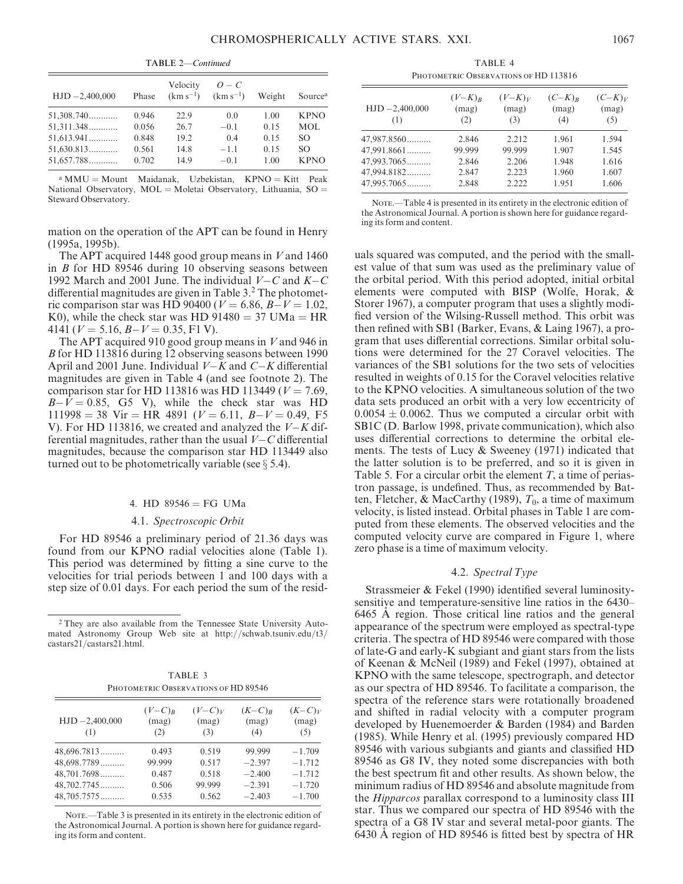TABLE 2—*Continued*

| HJD −2,400,000 | Phase | Velocity ($km s^{-1}$) | $O-C$ ($km s^{-1}$) | Weight | Source[a] |
|---|---|---|---|---|---|
| 51,308.740............ | 0.946 | 22.9 | 0.0 | 1.00 | KPNO |
| 51,311.348............ | 0.056 | 26.7 | −0.1 | 0.15 | MOL |
| 51,613.941............ | 0.848 | 19.2 | 0.4 | 0.15 | SO |
| 51,630.813............ | 0.561 | 14.8 | −1.1 | 0.15 | SO |
| 51,657.788............ | 0.702 | 14.9 | −0.1 | 1.00 | KPNO |

[a] MMU = Mount Maidanak, Uzbekistan, KPNO = Kitt Peak National Observatory, MOL = Moletai Observatory, Lithuania, SO = Steward Observatory.

mation on the operation of the APT can be found in Henry (1995a, 1995b).

The APT acquired 1448 good group means in $V$ and 1460 in $B$ for HD 89546 during 10 observing seasons between 1992 March and 2001 June. The individual $V-C$ and $K-C$ differential magnitudes are given in Table 3.[2] The photometric comparison star was HD 90400 ($V = 6.86$, $B-V = 1.02$, K0), while the check star was HD 91480 = 37 UMa = HR 4141 ($V = 5.16$, $B-V = 0.35$, F1 V).

The APT acquired 910 good group means in $V$ and 946 in $B$ for HD 113816 during 12 observing seasons between 1990 April and 2001 June. Individual $V-K$ and $C-K$ differential magnitudes are given in Table 4 (and see footnote 2). The comparison star for HD 113816 was HD 113449 ($V = 7.69$, $B-V = 0.85$, G5 V), while the check star was HD 111998 = 38 Vir = HR 4891 ($V = 6.11$, $B-V = 0.49$, F5 V). For HD 113816, we created and analyzed the $V-K$ differential magnitudes, rather than the usual $V-C$ differential magnitudes, because the comparison star HD 113449 also turned out to be photometrically variable (see § 5.4).

## 4. HD 89546 = FG UMa

### 4.1. *Spectroscopic Orbit*

For HD 89546 a preliminary period of 21.36 days was found from our KPNO radial velocities alone (Table 1). This period was determined by fitting a sine curve to the velocities for trial periods between 1 and 100 days with a step size of 0.01 days. For each period the sum of the residuals squared was computed, and the period with the smallest value of that sum was used as the preliminary value of the orbital period. With this period adopted, initial orbital elements were computed with BISP (Wolfe, Horak, & Storer 1967), a computer program that uses a slightly modified version of the Wilsing-Russell method. This orbit was then refined with SB1 (Barker, Evans, & Laing 1967), a program that uses differential corrections. Similar orbital solutions were determined for the 27 Coravel velocities. The variances of the SB1 solutions for the two sets of velocities resulted in weights of 0.15 for the Coravel velocities relative to the KPNO velocities. A simultaneous solution of the two data sets produced an orbit with a very low eccentricity of $0.0054 \pm 0.0062$. Thus we computed a circular orbit with SB1C (D. Barlow 1998, private communication), which also uses differential corrections to determine the orbital elements. The tests of Lucy & Sweeney (1971) indicated that the latter solution is to be preferred, and so it is given in Table 5. For a circular orbit the element $T$, a time of periastron passage, is undefined. Thus, as recommended by Batten, Fletcher, & MacCarthy (1989), $T_0$, a time of maximum velocity, is listed instead. Orbital phases in Table 1 are computed from these elements. The observed velocities and the computed velocity curve are compared in Figure 1, where zero phase is a time of maximum velocity.

### 4.2. *Spectral Type*

Strassmeier & Fekel (1990) identified several luminosity-sensitive and temperature-sensitive line ratios in the 6430–6465 Å region. Those critical line ratios and the general appearance of the spectrum were employed as spectral-type criteria. The spectra of HD 89546 were compared with those of late-G and early-K subgiant and giant stars from the lists of Keenan & McNeil (1989) and Fekel (1997), obtained at KPNO with the same telescope, spectrograph, and detector as our spectra of HD 89546. To facilitate a comparison, the spectra of the reference stars were rotationally broadened and shifted in radial velocity with a computer program developed by Huenemoerder & Barden (1984) and Barden (1985). While Henry et al. (1995) previously compared HD 89546 with various subgiants and giants and classified HD 89546 as G8 IV, they noted some discrepancies with both the best spectrum fit and other results. As shown below, the minimum radius of HD 89546 and absolute magnitude from the *Hipparcos* parallax correspond to a luminosity class III star. Thus we compared our spectra of HD 89546 with the spectra of a G8 IV star and several metal-poor giants. The 6430 Å region of HD 89546 is fitted best by spectra of HR

[2] They are also available from the Tennessee State University Automated Astronomy Group Web site at http://schwab.tsuniv.edu/t3/castars21/castars21.html.

TABLE 3
PHOTOMETRIC OBSERVATIONS OF HD 89546

| HJD −2,400,000 (1) | $(V-C)_B$ (mag) (2) | $(V-C)_V$ (mag) (3) | $(K-C)_B$ (mag) (4) | $(K-C)_V$ (mag) (5) |
|---|---|---|---|---|
| 48,696.7813.......... | 0.493 | 0.519 | 99.999 | −1.709 |
| 48,698.7789.......... | 99.999 | 0.517 | −2.397 | −1.712 |
| 48,701.7698.......... | 0.487 | 0.518 | −2.400 | −1.712 |
| 48,702.7745.......... | 0.506 | 99.999 | −2.391 | −1.720 |
| 48,705.7575.......... | 0.535 | 0.562 | −2.403 | −1.700 |

NOTE.—Table 3 is presented in its entirety in the electronic edition of the Astronomical Journal. A portion is shown here for guidance regarding its form and content.

TABLE 4
PHOTOMETRIC OBSERVATIONS OF HD 113816

| HJD −2,400,000 (1) | $(V-K)_B$ (mag) (2) | $(V-K)_V$ (mag) (3) | $(C-K)_B$ (mag) (4) | $(C-K)_V$ (mag) (5) |
|---|---|---|---|---|
| 47,987.8560.......... | 2.846 | 2.212 | 1.961 | 1.594 |
| 47,991.8661.......... | 99.999 | 99.999 | 1.907 | 1.545 |
| 47,993.7065.......... | 2.846 | 2.206 | 1.948 | 1.616 |
| 47,994.8182.......... | 2.847 | 2.223 | 1.960 | 1.607 |
| 47,995.7065.......... | 2.848 | 2.222 | 1.951 | 1.606 |

NOTE.—Table 4 is presented in its entirety in the electronic edition of the Astronomical Journal. A portion is shown here for guidance regarding its form and content.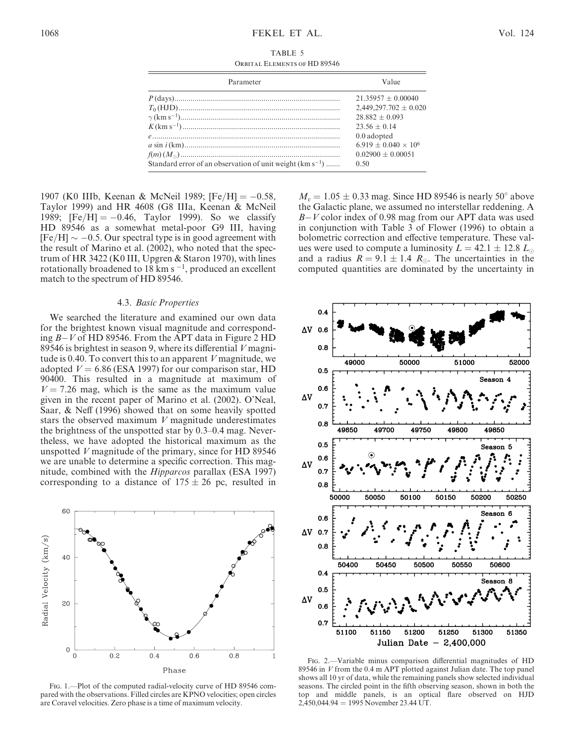TABLE 5

ORBITAL ELEMENTS OF HD 89546

| Parameter | Value |
|---|---|
| $P$ (days) | 21.35957 ± 0.00040 |
| $T_0$ (HJD) | 2,449,297.702 ± 0.020 |
| $\gamma$ (km s$^{-1}$) | 28.882 ± 0.093 |
| $K$ (km s$^{-1}$) | 23.56 ± 0.14 |
| $e$ | 0.0 adopted |
| $a \sin i$ (km) | 6.919 ± 0.040 × $10^6$ |
| $f(m)$ ($M_\odot$) | 0.02900 ± 0.00051 |
| Standard error of an observation of unit weight (km s$^{-1}$) | 0.50 |

1907 (K0 IIIb, Keenan & McNeil 1989; [Fe/H] = −0.58, Taylor 1999) and HR 4608 (G8 IIIa, Keenan & McNeil 1989; [Fe/H] = −0.46, Taylor 1999). So we classify HD 89546 as a somewhat metal-poor G9 III, having [Fe/H] ∼ −0.5. Our spectral type is in good agreement with the result of Marino et al. (2002), who noted that the spectrum of HR 3422 (K0 III, Upgren & Staron 1970), with lines rotationally broadened to 18 km s$^{-1}$, produced an excellent match to the spectrum of HD 89546.

### 4.3. *Basic Properties*

We searched the literature and examined our own data for the brightest known visual magnitude and corresponding $B-V$ of HD 89546. From the APT data in Figure 2 HD 89546 is brightest in season 9, where its differential $V$ magnitude is 0.40. To convert this to an apparent $V$ magnitude, we adopted $V = 6.86$ (ESA 1997) for our comparison star, HD 90400. This resulted in a magnitude at maximum of $V = 7.26$ mag, which is the same as the maximum value given in the recent paper of Marino et al. (2002). O'Neal, Saar, & Neff (1996) showed that on some heavily spotted stars the observed maximum $V$ magnitude underestimates the brightness of the unspotted star by 0.3–0.4 mag. Nevertheless, we have adopted the historical maximum as the unspotted $V$ magnitude of the primary, since for HD 89546 we are unable to determine a specific correction. This magnitude, combined with the *Hipparcos* parallax (ESA 1997) corresponding to a distance of 175 ± 26 pc, resulted in $M_v = 1.05 \pm 0.33$ mag. Since HD 89546 is nearly 50° above the Galactic plane, we assumed no interstellar reddening. A $B-V$ color index of 0.98 mag from our APT data was used in conjunction with Table 3 of Flower (1996) to obtain a bolometric correction and effective temperature. These values were used to compute a luminosity $L = 42.1 \pm 12.8$ $L_\odot$ and a radius $R = 9.1 \pm 1.4$ $R_\odot$. The uncertainties in the computed quantities are dominated by the uncertainty in

FIG. 1.—Plot of the computed radial-velocity curve of HD 89546 compared with the observations. Filled circles are KPNO velocities; open circles are Coravel velocities. Zero phase is a time of maximum velocity.

FIG. 2.—Variable minus comparison differential magnitudes of HD 89546 in $V$ from the 0.4 m APT plotted against Julian date. The top panel shows all 10 yr of data, while the remaining panels show selected individual seasons. The circled point in the fifth observing season, shown in both the top and middle panels, is an optical flare observed on HJD 2,450,044.94 = 1995 November 23.44 UT.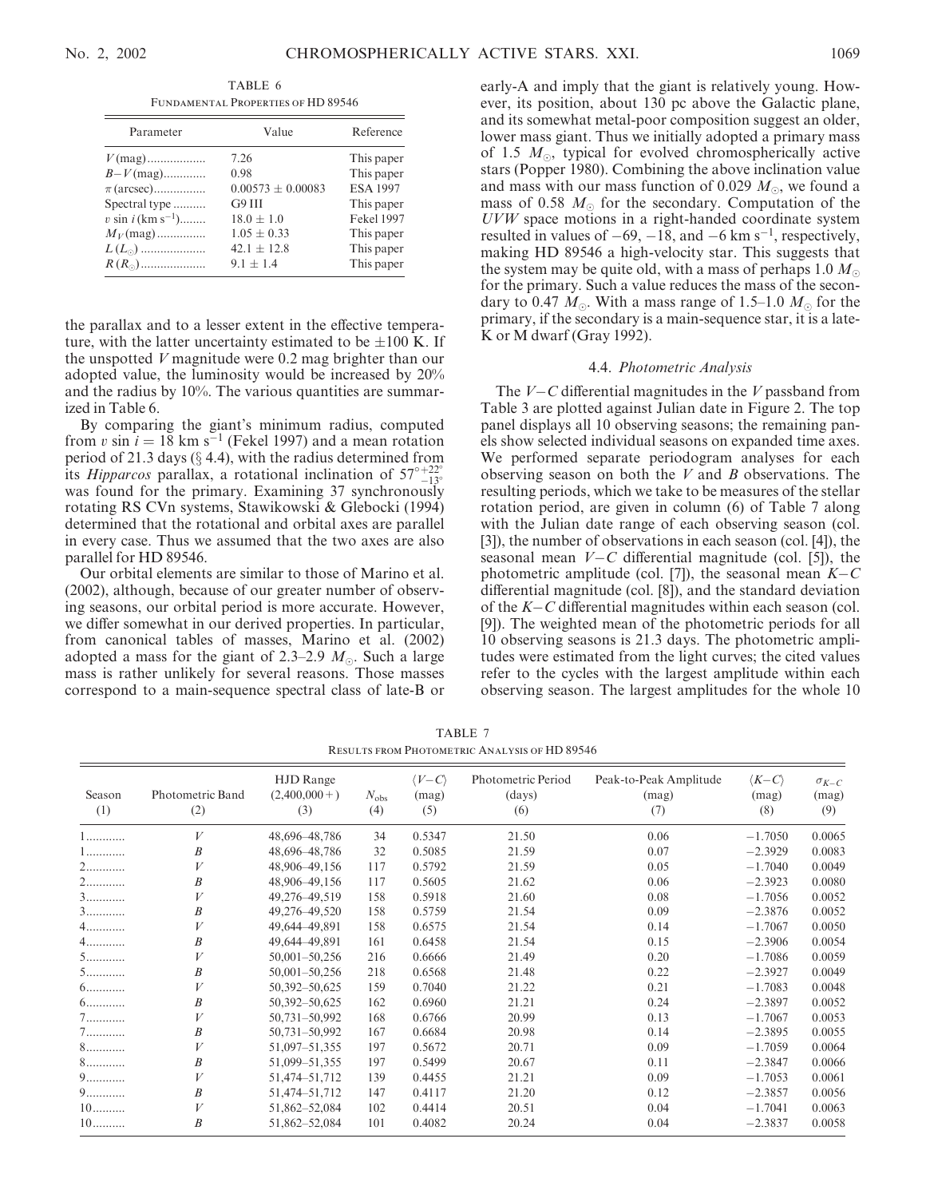TABLE 6

Fundamental Properties of HD 89546

| Parameter | Value | Reference |
|---|---|---|
| $V$ (mag) | 7.26 | This paper |
| $B-V$ (mag) | 0.98 | This paper |
| $\pi$ (arcsec) | $0.00573 \pm 0.00083$ | ESA 1997 |
| Spectral type | G9 III | This paper |
| $v \sin i$ (km s$^{-1}$) | $18.0 \pm 1.0$ | Fekel 1997 |
| $M_V$ (mag) | $1.05 \pm 0.33$ | This paper |
| $L$ ($L_\odot$) | $42.1 \pm 12.8$ | This paper |
| $R$ ($R_\odot$) | $9.1 \pm 1.4$ | This paper |

the parallax and to a lesser extent in the effective temperature, with the latter uncertainty estimated to be $\pm 100$ K. If the unspotted $V$ magnitude were 0.2 mag brighter than our adopted value, the luminosity would be increased by 20% and the radius by 10%. The various quantities are summarized in Table 6.

By comparing the giant's minimum radius, computed from $v \sin i = 18$ km s$^{-1}$ (Fekel 1997) and a mean rotation period of 21.3 days (§ 4.4), with the radius determined from its *Hipparcos* parallax, a rotational inclination of $57^{\circ}{}^{+22^{\circ}}_{-13^{\circ}}$ was found for the primary. Examining 37 synchronously rotating RS CVn systems, Stawikowski & Glebocki (1994) determined that the rotational and orbital axes are parallel in every case. Thus we assumed that the two axes are also parallel for HD 89546.

Our orbital elements are similar to those of Marino et al. (2002), although, because of our greater number of observing seasons, our orbital period is more accurate. However, we differ somewhat in our derived properties. In particular, from canonical tables of masses, Marino et al. (2002) adopted a mass for the giant of 2.3–2.9 $M_\odot$. Such a large mass is rather unlikely for several reasons. Those masses correspond to a main-sequence spectral class of late-B or early-A and imply that the giant is relatively young. However, its position, about 130 pc above the Galactic plane, and its somewhat metal-poor composition suggest an older, lower mass giant. Thus we initially adopted a primary mass of 1.5 $M_\odot$, typical for evolved chromospherically active stars (Popper 1980). Combining the above inclination value and mass with our mass function of 0.029 $M_\odot$, we found a mass of 0.58 $M_\odot$ for the secondary. Computation of the $UVW$ space motions in a right-handed coordinate system resulted in values of $-69$, $-18$, and $-6$ km s$^{-1}$, respectively, making HD 89546 a high-velocity star. This suggests that the system may be quite old, with a mass of perhaps 1.0 $M_\odot$ for the primary. Such a value reduces the mass of the secondary to 0.47 $M_\odot$. With a mass range of 1.5–1.0 $M_\odot$ for the primary, if the secondary is a main-sequence star, it is a late-K or M dwarf (Gray 1992).

### 4.4. *Photometric Analysis*

The $V-C$ differential magnitudes in the $V$ passband from Table 3 are plotted against Julian date in Figure 2. The top panel displays all 10 observing seasons; the remaining panels show selected individual seasons on expanded time axes. We performed separate periodogram analyses for each observing season on both the $V$ and $B$ observations. The resulting periods, which we take to be measures of the stellar rotation period, are given in column (6) of Table 7 along with the Julian date range of each observing season (col. [3]), the number of observations in each season (col. [4]), the seasonal mean $V-C$ differential magnitude (col. [5]), the photometric amplitude (col. [7]), the seasonal mean $K-C$ differential magnitude (col. [8]), and the standard deviation of the $K-C$ differential magnitudes within each season (col. [9]). The weighted mean of the photometric periods for all 10 observing seasons is 21.3 days. The photometric amplitudes were estimated from the light curves; the cited values refer to the cycles with the largest amplitude within each observing season. The largest amplitudes for the whole 10

TABLE 7

Results from Photometric Analysis of HD 89546

| Season (1) | Photometric Band (2) | HJD Range (2,400,000+) (3) | $N_{obs}$ (4) | $\langle V-C \rangle$ (mag) (5) | Photometric Period (days) (6) | Peak-to-Peak Amplitude (mag) (7) | $\langle K-C \rangle$ (mag) (8) | $\sigma_{K-C}$ (mag) (9) |
|---|---|---|---|---|---|---|---|---|
| 1 | $V$ | 48,696–48,786 | 34 | 0.5347 | 21.50 | 0.06 | −1.7050 | 0.0065 |
| 1 | $B$ | 48,696–48,786 | 32 | 0.5085 | 21.59 | 0.07 | −2.3929 | 0.0083 |
| 2 | $V$ | 48,906–49,156 | 117 | 0.5792 | 21.59 | 0.05 | −1.7040 | 0.0049 |
| 2 | $B$ | 48,906–49,156 | 117 | 0.5605 | 21.62 | 0.06 | −2.3923 | 0.0080 |
| 3 | $V$ | 49,276–49,519 | 158 | 0.5918 | 21.60 | 0.08 | −1.7056 | 0.0052 |
| 3 | $B$ | 49,276–49,520 | 158 | 0.5759 | 21.54 | 0.09 | −2.3876 | 0.0052 |
| 4 | $V$ | 49,644–49,891 | 158 | 0.6575 | 21.54 | 0.14 | −1.7067 | 0.0050 |
| 4 | $B$ | 49,644–49,891 | 161 | 0.6458 | 21.54 | 0.15 | −2.3906 | 0.0054 |
| 5 | $V$ | 50,001–50,256 | 216 | 0.6666 | 21.49 | 0.20 | −1.7086 | 0.0059 |
| 5 | $B$ | 50,001–50,256 | 218 | 0.6568 | 21.48 | 0.22 | −2.3927 | 0.0049 |
| 6 | $V$ | 50,392–50,625 | 159 | 0.7040 | 21.22 | 0.21 | −1.7083 | 0.0048 |
| 6 | $B$ | 50,392–50,625 | 162 | 0.6960 | 21.21 | 0.24 | −2.3897 | 0.0052 |
| 7 | $V$ | 50,731–50,992 | 168 | 0.6766 | 20.99 | 0.13 | −1.7067 | 0.0053 |
| 7 | $B$ | 50,731–50,992 | 167 | 0.6684 | 20.98 | 0.14 | −2.3895 | 0.0055 |
| 8 | $V$ | 51,097–51,355 | 197 | 0.5672 | 20.71 | 0.09 | −1.7059 | 0.0064 |
| 8 | $B$ | 51,099–51,355 | 197 | 0.5499 | 20.67 | 0.11 | −2.3847 | 0.0066 |
| 9 | $V$ | 51,474–51,712 | 139 | 0.4455 | 21.21 | 0.09 | −1.7053 | 0.0061 |
| 9 | $B$ | 51,474–51,712 | 147 | 0.4117 | 21.20 | 0.12 | −2.3857 | 0.0056 |
| 10 | $V$ | 51,862–52,084 | 102 | 0.4414 | 20.51 | 0.04 | −1.7041 | 0.0063 |
| 10 | $B$ | 51,862–52,084 | 101 | 0.4082 | 20.24 | 0.04 | −2.3837 | 0.0058 |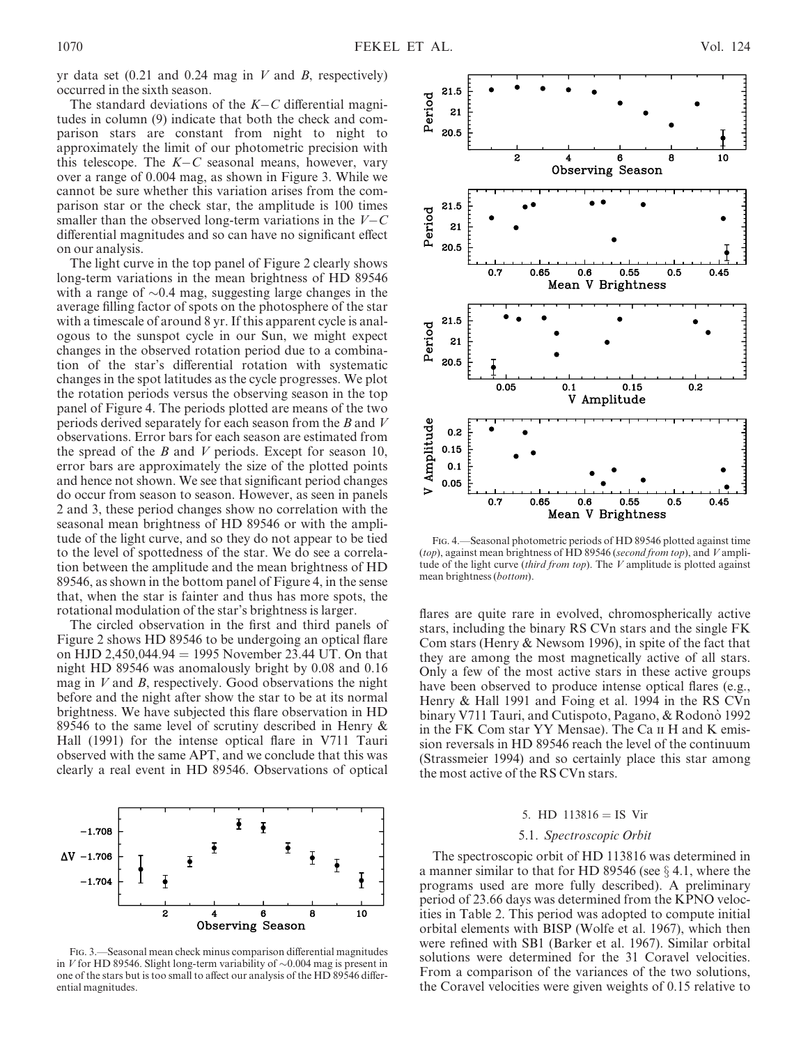yr data set (0.21 and 0.24 mag in $V$ and $B$, respectively) occurred in the sixth season.

The standard deviations of the $K-C$ differential magnitudes in column (9) indicate that both the check and comparison stars are constant from night to night to approximately the limit of our photometric precision with this telescope. The $K-C$ seasonal means, however, vary over a range of 0.004 mag, as shown in Figure 3. While we cannot be sure whether this variation arises from the comparison star or the check star, the amplitude is 100 times smaller than the observed long-term variations in the $V-C$ differential magnitudes and so can have no significant effect on our analysis.

The light curve in the top panel of Figure 2 clearly shows long-term variations in the mean brightness of HD 89546 with a range of $\sim$0.4 mag, suggesting large changes in the average filling factor of spots on the photosphere of the star with a timescale of around 8 yr. If this apparent cycle is analogous to the sunspot cycle in our Sun, we might expect changes in the observed rotation period due to a combination of the star's differential rotation with systematic changes in the spot latitudes as the cycle progresses. We plot the rotation periods versus the observing season in the top panel of Figure 4. The periods plotted are means of the two periods derived separately for each season from the $B$ and $V$ observations. Error bars for each season are estimated from the spread of the $B$ and $V$ periods. Except for season 10, error bars are approximately the size of the plotted points and hence not shown. We see that significant period changes do occur from season to season. However, as seen in panels 2 and 3, these period changes show no correlation with the seasonal mean brightness of HD 89546 or with the amplitude of the light curve, and so they do not appear to be tied to the level of spottedness of the star. We do see a correlation between the amplitude and the mean brightness of HD 89546, as shown in the bottom panel of Figure 4, in the sense that, when the star is fainter and thus has more spots, the rotational modulation of the star's brightness is larger.

The circled observation in the first and third panels of Figure 2 shows HD 89546 to be undergoing an optical flare on HJD 2,450,044.94 = 1995 November 23.44 UT. On that night HD 89546 was anomalously bright by 0.08 and 0.16 mag in $V$ and $B$, respectively. Good observations the night before and the night after show the star to be at its normal brightness. We have subjected this flare observation in HD 89546 to the same level of scrutiny described in Henry & Hall (1991) for the intense optical flare in V711 Tauri observed with the same APT, and we conclude that this was clearly a real event in HD 89546. Observations of optical flares are quite rare in evolved, chromospherically active stars, including the binary RS CVn stars and the single FK Com stars (Henry & Newsom 1996), in spite of the fact that they are among the most magnetically active of all stars. Only a few of the most active stars in these active groups have been observed to produce intense optical flares (e.g., Henry & Hall 1991 and Foing et al. 1994 in the RS CVn binary V711 Tauri, and Cutispoto, Pagano, & Rodonò 1992 in the FK Com star YY Mensae). The Ca II H and K emission reversals in HD 89546 reach the level of the continuum (Strassmeier 1994) and so certainly place this star among the most active of the RS CVn stars.

Fig. 3.—Seasonal mean check minus comparison differential magnitudes in $V$ for HD 89546. Slight long-term variability of $\sim$0.004 mag is present in one of the stars but is too small to affect our analysis of the HD 89546 differential magnitudes.

Fig. 4.—Seasonal photometric periods of HD 89546 plotted against time (*top*), against mean brightness of HD 89546 (*second from top*), and $V$ amplitude of the light curve (*third from top*). The $V$ amplitude is plotted against mean brightness (*bottom*).

## 5. HD 113816 = IS Vir

### 5.1. *Spectroscopic Orbit*

The spectroscopic orbit of HD 113816 was determined in a manner similar to that for HD 89546 (see § 4.1, where the programs used are more fully described). A preliminary period of 23.66 days was determined from the KPNO velocities in Table 2. This period was adopted to compute initial orbital elements with BISP (Wolfe et al. 1967), which then were refined with SB1 (Barker et al. 1967). Similar orbital solutions were determined for the 31 Coravel velocities. From a comparison of the variances of the two solutions, the Coravel velocities were given weights of 0.15 relative to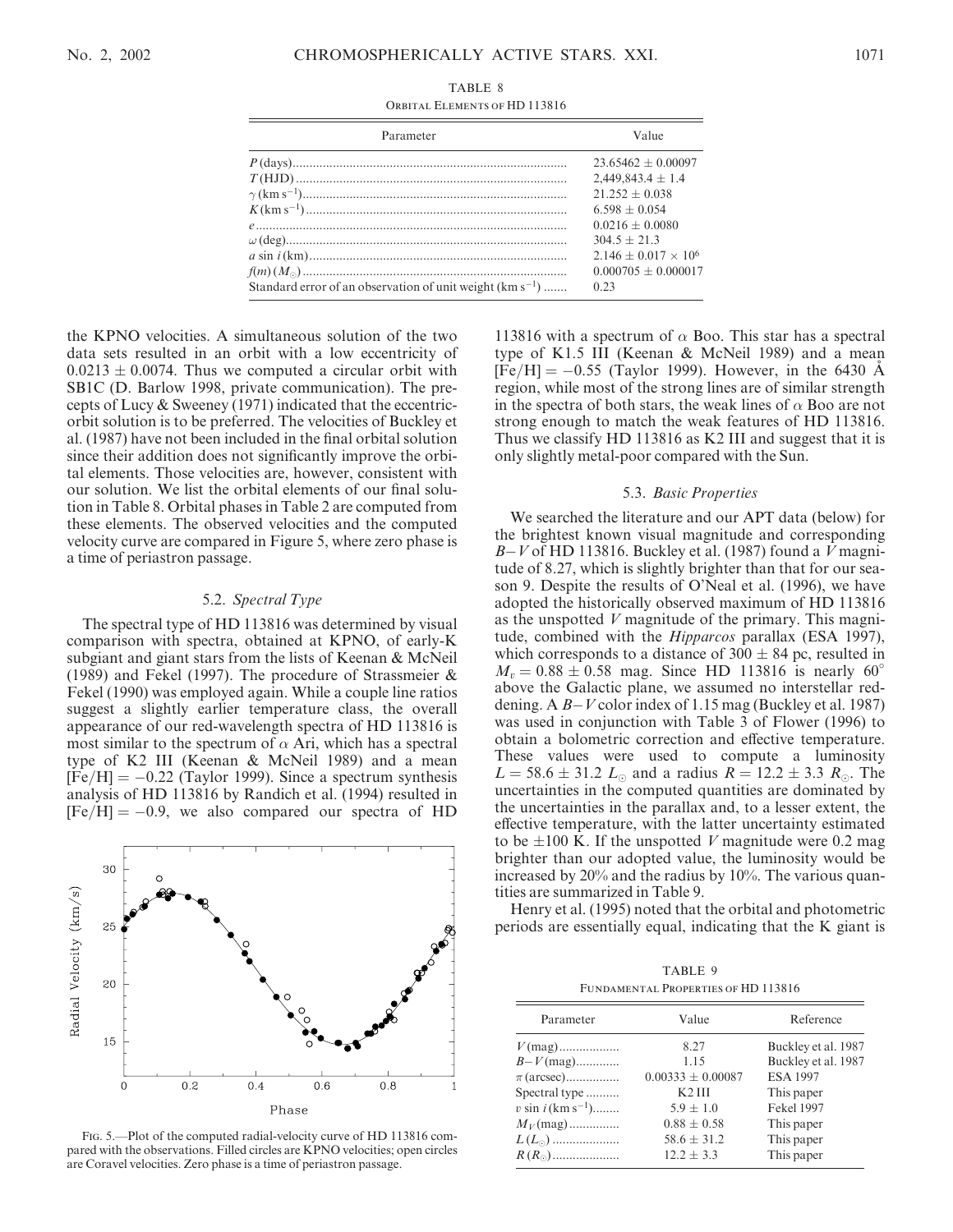TABLE 8

ORBITAL ELEMENTS OF HD 113816

| Parameter | Value |
|---|---|
| $P$ (days) | $23.65462 \pm 0.00097$ |
| $T$ (HJD) | $2,449,843.4 \pm 1.4$ |
| $\gamma$ (km s$^{-1}$) | $21.252 \pm 0.038$ |
| $K$ (km s$^{-1}$) | $6.598 \pm 0.054$ |
| $e$ | $0.0216 \pm 0.0080$ |
| $\omega$ (deg) | $304.5 \pm 21.3$ |
| $a \sin i$ (km) | $2.146 \pm 0.017 \times 10^6$ |
| $f(m)$ ($M_\odot$) | $0.000705 \pm 0.000017$ |
| Standard error of an observation of unit weight (km s$^{-1}$) | 0.23 |

the KPNO velocities. A simultaneous solution of the two data sets resulted in an orbit with a low eccentricity of $0.0213 \pm 0.0074$. Thus we computed a circular orbit with SB1C (D. Barlow 1998, private communication). The precepts of Lucy & Sweeney (1971) indicated that the eccentric-orbit solution is to be preferred. The velocities of Buckley et al. (1987) have not been included in the final orbital solution since their addition does not significantly improve the orbital elements. Those velocities are, however, consistent with our solution. We list the orbital elements of our final solution in Table 8. Orbital phases in Table 2 are computed from these elements. The observed velocities and the computed velocity curve are compared in Figure 5, where zero phase is a time of periastron passage.

### 5.2. *Spectral Type*

The spectral type of HD 113816 was determined by visual comparison with spectra, obtained at KPNO, of early-K subgiant and giant stars from the lists of Keenan & McNeil (1989) and Fekel (1997). The procedure of Strassmeier & Fekel (1990) was employed again. While a couple line ratios suggest a slightly earlier temperature class, the overall appearance of our red-wavelength spectra of HD 113816 is most similar to the spectrum of $\alpha$ Ari, which has a spectral type of K2 III (Keenan & McNeil 1989) and a mean [Fe/H] = −0.22 (Taylor 1999). Since a spectrum synthesis analysis of HD 113816 by Randich et al. (1994) resulted in [Fe/H] = −0.9, we also compared our spectra of HD 113816 with a spectrum of $\alpha$ Boo. This star has a spectral type of K1.5 III (Keenan & McNeil 1989) and a mean [Fe/H] = −0.55 (Taylor 1999). However, in the 6430 Å region, while most of the strong lines are of similar strength in the spectra of both stars, the weak lines of $\alpha$ Boo are not strong enough to match the weak features of HD 113816. Thus we classify HD 113816 as K2 III and suggest that it is only slightly metal-poor compared with the Sun.

FIG. 5.—Plot of the computed radial-velocity curve of HD 113816 compared with the observations. Filled circles are KPNO velocities; open circles are Coravel velocities. Zero phase is a time of periastron passage.

### 5.3. *Basic Properties*

We searched the literature and our APT data (below) for the brightest known visual magnitude and corresponding $B-V$ of HD 113816. Buckley et al. (1987) found a $V$ magnitude of 8.27, which is slightly brighter than that for our season 9. Despite the results of O'Neal et al. (1996), we have adopted the historically observed maximum of HD 113816 as the unspotted $V$ magnitude of the primary. This magnitude, combined with the *Hipparcos* parallax (ESA 1997), which corresponds to a distance of $300 \pm 84$ pc, resulted in $M_v = 0.88 \pm 0.58$ mag. Since HD 113816 is nearly 60° above the Galactic plane, we assumed no interstellar reddening. A $B-V$ color index of 1.15 mag (Buckley et al. 1987) was used in conjunction with Table 3 of Flower (1996) to obtain a bolometric correction and effective temperature. These values were used to compute a luminosity $L = 58.6 \pm 31.2$ $L_\odot$ and a radius $R = 12.2 \pm 3.3$ $R_\odot$. The uncertainties in the computed quantities are dominated by the uncertainties in the parallax and, to a lesser extent, the effective temperature, with the latter uncertainty estimated to be ±100 K. If the unspotted $V$ magnitude were 0.2 mag brighter than our adopted value, the luminosity would be increased by 20% and the radius by 10%. The various quantities are summarized in Table 9.

Henry et al. (1995) noted that the orbital and photometric periods are essentially equal, indicating that the K giant is

TABLE 9

FUNDAMENTAL PROPERTIES OF HD 113816

| Parameter | Value | Reference |
|---|---|---|
| $V$ (mag) | 8.27 | Buckley et al. 1987 |
| $B-V$ (mag) | 1.15 | Buckley et al. 1987 |
| $\pi$ (arcsec) | $0.00333 \pm 0.00087$ | ESA 1997 |
| Spectral type | K2 III | This paper |
| $v \sin i$ (km s$^{-1}$) | $5.9 \pm 1.0$ | Fekel 1997 |
| $M_V$ (mag) | $0.88 \pm 0.58$ | This paper |
| $L$ ($L_\odot$) | $58.6 \pm 31.2$ | This paper |
| $R$ ($R_\odot$) | $12.2 \pm 3.3$ | This paper |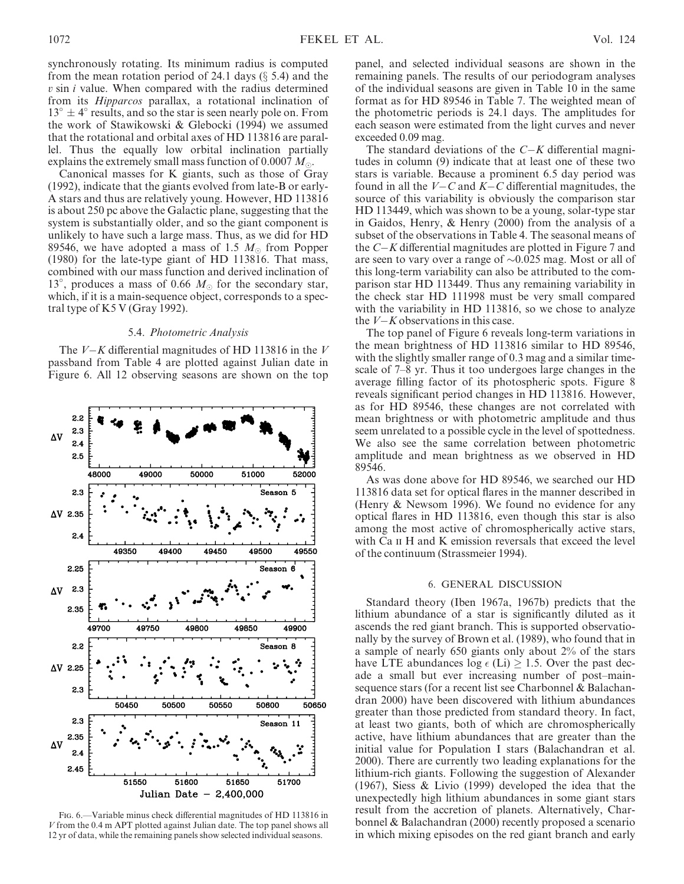synchronously rotating. Its minimum radius is computed from the mean rotation period of 24.1 days (§ 5.4) and the $v \sin i$ value. When compared with the radius determined from its *Hipparcos* parallax, a rotational inclination of $13° \pm 4°$ results, and so the star is seen nearly pole on. From the work of Stawikowski & Glebocki (1994) we assumed that the rotational and orbital axes of HD 113816 are parallel. Thus the equally low orbital inclination partially explains the extremely small mass function of 0.0007 $M_{\odot}$.

Canonical masses for K giants, such as those of Gray (1992), indicate that the giants evolved from late-B or early-A stars and thus are relatively young. However, HD 113816 is about 250 pc above the Galactic plane, suggesting that the system is substantially older, and so the giant component is unlikely to have such a large mass. Thus, as we did for HD 89546, we have adopted a mass of 1.5 $M_{\odot}$ from Popper (1980) for the late-type giant of HD 113816. That mass, combined with our mass function and derived inclination of 13°, produces a mass of 0.66 $M_{\odot}$ for the secondary star, which, if it is a main-sequence object, corresponds to a spectral type of K5 V (Gray 1992).

### 5.4. *Photometric Analysis*

The $V-K$ differential magnitudes of HD 113816 in the $V$ passband from Table 4 are plotted against Julian date in Figure 6. All 12 observing seasons are shown on the top panel, and selected individual seasons are shown in the remaining panels. The results of our periodogram analyses of the individual seasons are given in Table 10 in the same format as for HD 89546 in Table 7. The weighted mean of the photometric periods is 24.1 days. The amplitudes for each season were estimated from the light curves and never exceeded 0.09 mag.

Fig. 6.—Variable minus check differential magnitudes of HD 113816 in $V$ from the 0.4 m APT plotted against Julian date. The top panel shows all 12 yr of data, while the remaining panels show selected individual seasons.

The standard deviations of the $C-K$ differential magnitudes in column (9) indicate that at least one of these two stars is variable. Because a prominent 6.5 day period was found in all the $V-C$ and $K-C$ differential magnitudes, the source of this variability is obviously the comparison star HD 113449, which was shown to be a young, solar-type star in Gaidos, Henry, & Henry (2000) from the analysis of a subset of the observations in Table 4. The seasonal means of the $C-K$ differential magnitudes are plotted in Figure 7 and are seen to vary over a range of ~0.025 mag. Most or all of this long-term variability can also be attributed to the comparison star HD 113449. Thus any remaining variability in the check star HD 111998 must be very small compared with the variability in HD 113816, so we chose to analyze the $V-K$ observations in this case.

The top panel of Figure 6 reveals long-term variations in the mean brightness of HD 113816 similar to HD 89546, with the slightly smaller range of 0.3 mag and a similar timescale of 7–8 yr. Thus it too undergoes large changes in the average filling factor of its photospheric spots. Figure 8 reveals significant period changes in HD 113816. However, as for HD 89546, these changes are not correlated with mean brightness or with photometric amplitude and thus seem unrelated to a possible cycle in the level of spottedness. We also see the same correlation between photometric amplitude and mean brightness as we observed in HD 89546.

As was done above for HD 89546, we searched our HD 113816 data set for optical flares in the manner described in (Henry & Newsom 1996). We found no evidence for any optical flares in HD 113816, even though this star is also among the most active of chromospherically active stars, with Ca II H and K emission reversals that exceed the level of the continuum (Strassmeier 1994).

## 6. GENERAL DISCUSSION

Standard theory (Iben 1967a, 1967b) predicts that the lithium abundance of a star is significantly diluted as it ascends the red giant branch. This is supported observationally by the survey of Brown et al. (1989), who found that in a sample of nearly 650 giants only about 2% of the stars have LTE abundances $\log \epsilon\,(\mathrm{Li}) \geq 1.5$. Over the past decade a small but ever increasing number of post–main-sequence stars (for a recent list see Charbonnel & Balachandran 2000) have been discovered with lithium abundances greater than those predicted from standard theory. In fact, at least two giants, both of which are chromospherically active, have lithium abundances that are greater than the initial value for Population I stars (Balachandran et al. 2000). There are currently two leading explanations for the lithium-rich giants. Following the suggestion of Alexander (1967), Siess & Livio (1999) developed the idea that the unexpectedly high lithium abundances in some giant stars result from the accretion of planets. Alternatively, Charbonnel & Balachandran (2000) recently proposed a scenario in which mixing episodes on the red giant branch and early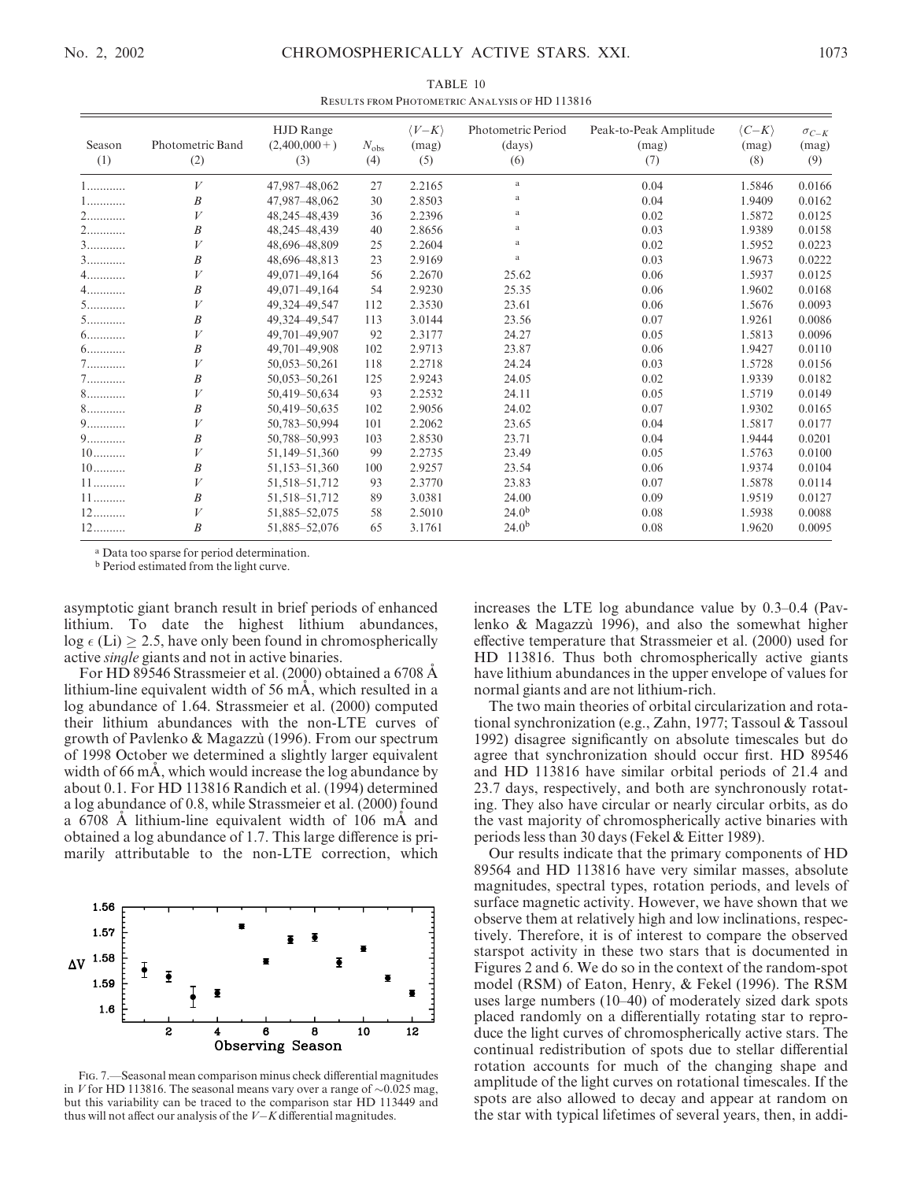TABLE 10

RESULTS FROM PHOTOMETRIC ANALYSIS OF HD 113816

| Season (1) | Photometric Band (2) | HJD Range (2,400,000+) (3) | $N_{obs}$ (4) | $\langle V-K \rangle$ (mag) (5) | Photometric Period (days) (6) | Peak-to-Peak Amplitude (mag) (7) | $\langle C-K \rangle$ (mag) (8) | $\sigma_{C-K}$ (mag) (9) |
|---|---|---|---|---|---|---|---|---|
| 1............ | $V$ | 47,987–48,062 | 27 | 2.2165 | [a] | 0.04 | 1.5846 | 0.0166 |
| 1............ | $B$ | 47,987–48,062 | 30 | 2.8503 | [a] | 0.04 | 1.9409 | 0.0162 |
| 2............ | $V$ | 48,245–48,439 | 36 | 2.2396 | [a] | 0.02 | 1.5872 | 0.0125 |
| 2............ | $B$ | 48,245–48,439 | 40 | 2.8656 | [a] | 0.03 | 1.9389 | 0.0158 |
| 3............ | $V$ | 48,696–48,809 | 25 | 2.2604 | [a] | 0.02 | 1.5952 | 0.0223 |
| 3............ | $B$ | 48,696–48,813 | 23 | 2.9169 | [a] | 0.03 | 1.9673 | 0.0222 |
| 4............ | $V$ | 49,071–49,164 | 56 | 2.2670 | 25.62 | 0.06 | 1.5937 | 0.0125 |
| 4............ | $B$ | 49,071–49,164 | 54 | 2.9230 | 25.35 | 0.06 | 1.9602 | 0.0168 |
| 5............ | $V$ | 49,324–49,547 | 112 | 2.3530 | 23.61 | 0.06 | 1.5676 | 0.0093 |
| 5............ | $B$ | 49,324–49,547 | 113 | 3.0144 | 23.56 | 0.07 | 1.9261 | 0.0086 |
| 6............ | $V$ | 49,701–49,907 | 92 | 2.3177 | 24.27 | 0.05 | 1.5813 | 0.0096 |
| 6............ | $B$ | 49,701–49,908 | 102 | 2.9713 | 23.87 | 0.06 | 1.9427 | 0.0110 |
| 7............ | $V$ | 50,053–50,261 | 118 | 2.2718 | 24.24 | 0.03 | 1.5728 | 0.0156 |
| 7............ | $B$ | 50,053–50,261 | 125 | 2.9243 | 24.05 | 0.02 | 1.9339 | 0.0182 |
| 8............ | $V$ | 50,419–50,634 | 93 | 2.2532 | 24.11 | 0.05 | 1.5719 | 0.0149 |
| 8............ | $B$ | 50,419–50,635 | 102 | 2.9056 | 24.02 | 0.07 | 1.9302 | 0.0165 |
| 9............ | $V$ | 50,783–50,994 | 101 | 2.2062 | 23.65 | 0.04 | 1.5817 | 0.0177 |
| 9............ | $B$ | 50,788–50,993 | 103 | 2.8530 | 23.71 | 0.04 | 1.9444 | 0.0201 |
| 10.......... | $V$ | 51,149–51,360 | 99 | 2.2735 | 23.49 | 0.05 | 1.5763 | 0.0100 |
| 10.......... | $B$ | 51,153–51,360 | 100 | 2.9257 | 23.54 | 0.06 | 1.9374 | 0.0104 |
| 11.......... | $V$ | 51,518–51,712 | 93 | 2.3770 | 23.83 | 0.07 | 1.5878 | 0.0114 |
| 11.......... | $B$ | 51,518–51,712 | 89 | 3.0381 | 24.00 | 0.09 | 1.9519 | 0.0127 |
| 12.......... | $V$ | 51,885–52,075 | 58 | 2.5010 | 24.0[b] | 0.08 | 1.5938 | 0.0088 |
| 12.......... | $B$ | 51,885–52,076 | 65 | 3.1761 | 24.0[b] | 0.08 | 1.9620 | 0.0095 |

[a] Data too sparse for period determination.

[b] Period estimated from the light curve.

asymptotic giant branch result in brief periods of enhanced lithium. To date the highest lithium abundances, $\log \epsilon$ (Li) $\geq 2.5$, have only been found in chromospherically active *single* giants and not in active binaries.

For HD 89546 Strassmeier et al. (2000) obtained a 6708 Å lithium-line equivalent width of 56 mÅ, which resulted in a log abundance of 1.64. Strassmeier et al. (2000) computed their lithium abundances with the non-LTE curves of growth of Pavlenko & Magazzù (1996). From our spectrum of 1998 October we determined a slightly larger equivalent width of 66 mÅ, which would increase the log abundance by about 0.1. For HD 113816 Randich et al. (1994) determined a log abundance of 0.8, while Strassmeier et al. (2000) found a 6708 Å lithium-line equivalent width of 106 mÅ and obtained a log abundance of 1.7. This large difference is primarily attributable to the non-LTE correction, which increases the LTE log abundance value by 0.3–0.4 (Pavlenko & Magazzù 1996), and also the somewhat higher effective temperature that Strassmeier et al. (2000) used for HD 113816. Thus both chromospherically active giants have lithium abundances in the upper envelope of values for normal giants and are not lithium-rich.

FIG. 7.—Seasonal mean comparison minus check differential magnitudes in $V$ for HD 113816. The seasonal means vary over a range of ~0.025 mag, but this variability can be traced to the comparison star HD 113449 and thus will not affect our analysis of the $V-K$ differential magnitudes.

The two main theories of orbital circularization and rotational synchronization (e.g., Zahn, 1977; Tassoul & Tassoul 1992) disagree significantly on absolute timescales but do agree that synchronization should occur first. HD 89546 and HD 113816 have similar orbital periods of 21.4 and 23.7 days, respectively, and both are synchronously rotating. They also have circular or nearly circular orbits, as do the vast majority of chromospherically active binaries with periods less than 30 days (Fekel & Eitter 1989).

Our results indicate that the primary components of HD 89564 and HD 113816 have very similar masses, absolute magnitudes, spectral types, rotation periods, and levels of surface magnetic activity. However, we have shown that we observe them at relatively high and low inclinations, respectively. Therefore, it is of interest to compare the observed starspot activity in these two stars that is documented in Figures 2 and 6. We do so in the context of the random-spot model (RSM) of Eaton, Henry, & Fekel (1996). The RSM uses large numbers (10–40) of moderately sized dark spots placed randomly on a differentially rotating star to reproduce the light curves of chromospherically active stars. The continual redistribution of spots due to stellar differential rotation accounts for much of the changing shape and amplitude of the light curves on rotational timescales. If the spots are also allowed to decay and appear at random on the star with typical lifetimes of several years, then, in addi-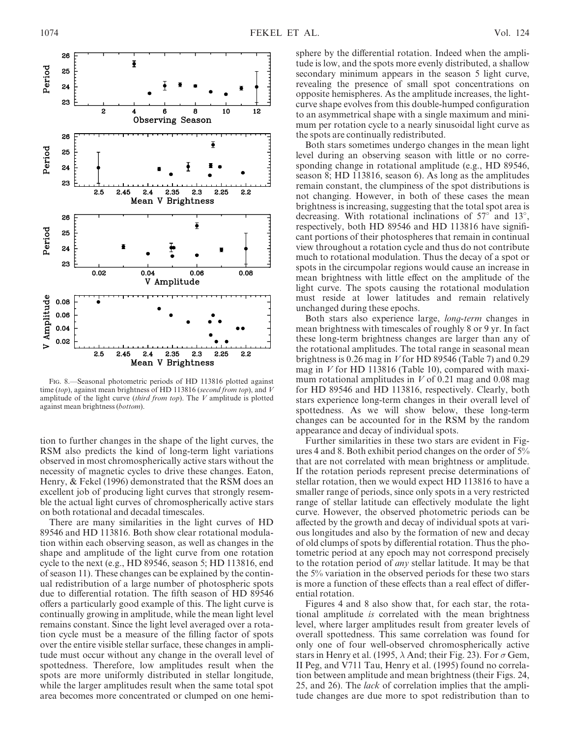FIG. 8.—Seasonal photometric periods of HD 113816 plotted against time (*top*), against mean brightness of HD 113816 (*second from top*), and $V$ amplitude of the light curve (*third from top*). The $V$ amplitude is plotted against mean brightness (*bottom*).

tion to further changes in the shape of the light curves, the RSM also predicts the kind of long-term light variations observed in most chromospherically active stars without the necessity of magnetic cycles to drive these changes. Eaton, Henry, & Fekel (1996) demonstrated that the RSM does an excellent job of producing light curves that strongly resemble the actual light curves of chromospherically active stars on both rotational and decadal timescales.

There are many similarities in the light curves of HD 89546 and HD 113816. Both show clear rotational modulation within each observing season, as well as changes in the shape and amplitude of the light curve from one rotation cycle to the next (e.g., HD 89546, season 5; HD 113816, end of season 11). These changes can be explained by the continual redistribution of a large number of photospheric spots due to differential rotation. The fifth season of HD 89546 offers a particularly good example of this. The light curve is continually growing in amplitude, while the mean light level remains constant. Since the light level averaged over a rotation cycle must be a measure of the filling factor of spots over the entire visible stellar surface, these changes in amplitude must occur without any change in the overall level of spottedness. Therefore, low amplitudes result when the spots are more uniformly distributed in stellar longitude, while the larger amplitudes result when the same total spot area becomes more concentrated or clumped on one hemisphere by the differential rotation. Indeed when the amplitude is low, and the spots more evenly distributed, a shallow secondary minimum appears in the season 5 light curve, revealing the presence of small spot concentrations on opposite hemispheres. As the amplitude increases, the light-curve shape evolves from this double-humped configuration to an asymmetrical shape with a single maximum and minimum per rotation cycle to a nearly sinusoidal light curve as the spots are continually redistributed.

Both stars sometimes undergo changes in the mean light level during an observing season with little or no corresponding change in rotational amplitude (e.g., HD 89546, season 8; HD 113816, season 6). As long as the amplitudes remain constant, the clumpiness of the spot distributions is not changing. However, in both of these cases the mean brightness is increasing, suggesting that the total spot area is decreasing. With rotational inclinations of 57° and 13°, respectively, both HD 89546 and HD 113816 have significant portions of their photospheres that remain in continual view throughout a rotation cycle and thus do not contribute much to rotational modulation. Thus the decay of a spot or spots in the circumpolar regions would cause an increase in mean brightness with little effect on the amplitude of the light curve. The spots causing the rotational modulation must reside at lower latitudes and remain relatively unchanged during these epochs.

Both stars also experience large, *long-term* changes in mean brightness with timescales of roughly 8 or 9 yr. In fact these long-term brightness changes are larger than any of the rotational amplitudes. The total range in seasonal mean brightness is 0.26 mag in $V$ for HD 89546 (Table 7) and 0.29 mag in $V$ for HD 113816 (Table 10), compared with maximum rotational amplitudes in $V$ of 0.21 mag and 0.08 mag for HD 89546 and HD 113816, respectively. Clearly, both stars experience long-term changes in their overall level of spottedness. As we will show below, these long-term changes can be accounted for in the RSM by the random appearance and decay of individual spots.

Further similarities in these two stars are evident in Figures 4 and 8. Both exhibit period changes on the order of 5% that are not correlated with mean brightness or amplitude. If the rotation periods represent precise determinations of stellar rotation, then we would expect HD 113816 to have a smaller range of periods, since only spots in a very restricted range of stellar latitude can effectively modulate the light curve. However, the observed photometric periods can be affected by the growth and decay of individual spots at various longitudes and also by the formation of new and decay of old clumps of spots by differential rotation. Thus the photometric period at any epoch may not correspond precisely to the rotation period of *any* stellar latitude. It may be that the 5% variation in the observed periods for these two stars is more a function of these effects than a real effect of differential rotation.

Figures 4 and 8 also show that, for each star, the rotational amplitude *is* correlated with the mean brightness level, where larger amplitudes result from greater levels of overall spottedness. This same correlation was found for only one of four well-observed chromospherically active stars in Henry et al. (1995, $\lambda$ And; their Fig. 23). For $\sigma$ Gem, II Peg, and V711 Tau, Henry et al. (1995) found no correlation between amplitude and mean brightness (their Figs. 24, 25, and 26). The *lack* of correlation implies that the amplitude changes are due more to spot redistribution than to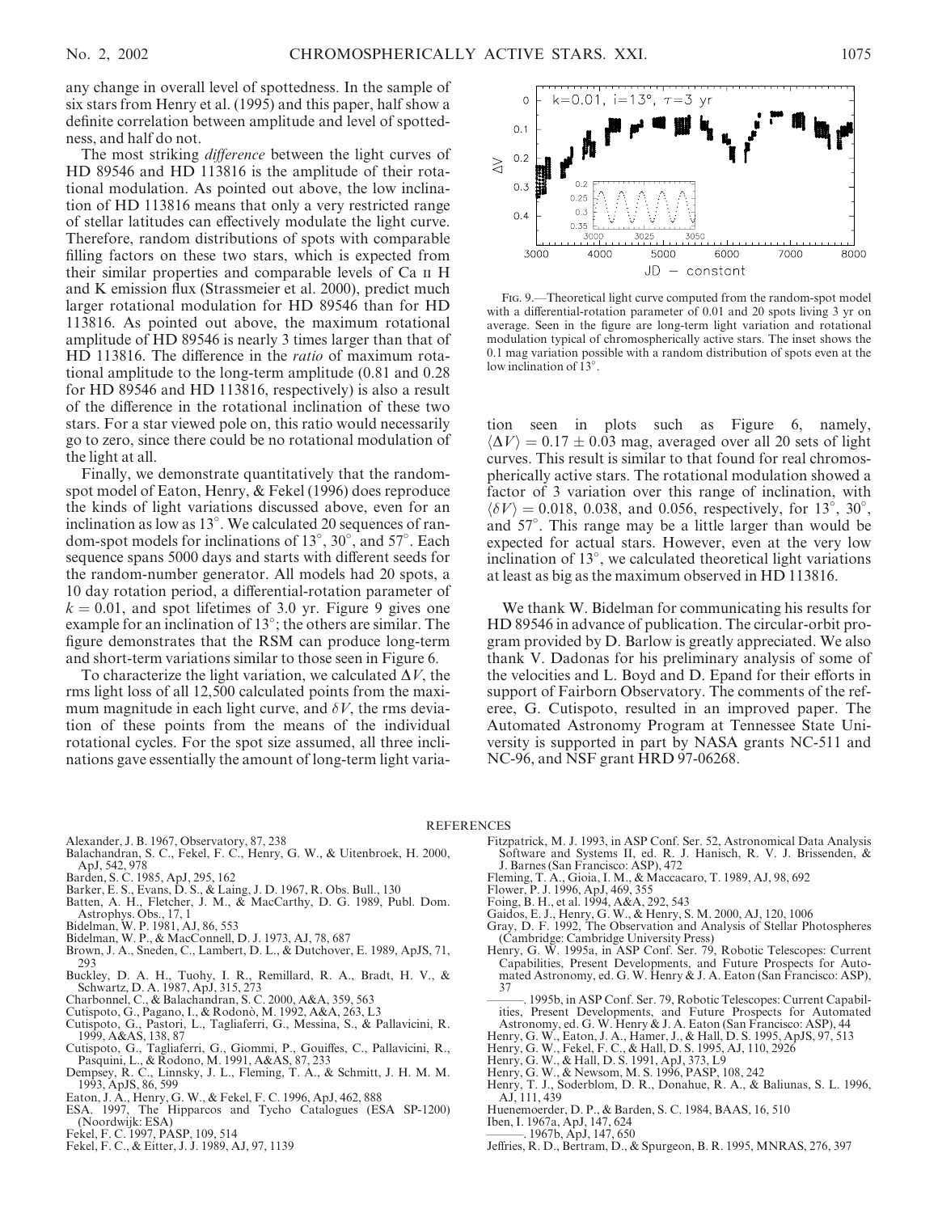any change in overall level of spottedness. In the sample of six stars from Henry et al. (1995) and this paper, half show a definite correlation between amplitude and level of spottedness, and half do not.

The most striking *difference* between the light curves of HD 89546 and HD 113816 is the amplitude of their rotational modulation. As pointed out above, the low inclination of HD 113816 means that only a very restricted range of stellar latitudes can effectively modulate the light curve. Therefore, random distributions of spots with comparable filling factors on these two stars, which is expected from their similar properties and comparable levels of Ca II H and K emission flux (Strassmeier et al. 2000), predict much larger rotational modulation for HD 89546 than for HD 113816. As pointed out above, the maximum rotational amplitude of HD 89546 is nearly 3 times larger than that of HD 113816. The difference in the *ratio* of maximum rotational amplitude to the long-term amplitude (0.81 and 0.28 for HD 89546 and HD 113816, respectively) is also a result of the difference in the rotational inclination of these two stars. For a star viewed pole on, this ratio would necessarily go to zero, since there could be no rotational modulation of the light at all.

Finally, we demonstrate quantitatively that the random-spot model of Eaton, Henry, & Fekel (1996) does reproduce the kinds of light variations discussed above, even for an inclination as low as 13°. We calculated 20 sequences of random-spot models for inclinations of 13°, 30°, and 57°. Each sequence spans 5000 days and starts with different seeds for the random-number generator. All models had 20 spots, a 10 day rotation period, a differential-rotation parameter of $k = 0.01$, and spot lifetimes of 3.0 yr. Figure 9 gives one example for an inclination of 13°; the others are similar. The figure demonstrates that the RSM can produce long-term and short-term variations similar to those seen in Figure 6.

To characterize the light variation, we calculated $\Delta V$, the rms light loss of all 12,500 calculated points from the maximum magnitude in each light curve, and $\delta V$, the rms deviation of these points from the means of the individual rotational cycles. For the spot size assumed, all three inclinations gave essentially the amount of long-term light variation seen in plots such as Figure 6, namely, $\langle \Delta V \rangle = 0.17 \pm 0.03$ mag, averaged over all 20 sets of light curves. This result is similar to that found for real chromospherically active stars. The rotational modulation showed a factor of 3 variation over this range of inclination, with $\langle \delta V \rangle = 0.018$, 0.038, and 0.056, respectively, for 13°, 30°, and 57°. This range may be a little larger than would be expected for actual stars. However, even at the very low inclination of 13°, we calculated theoretical light variations at least as big as the maximum observed in HD 113816.

FIG. 9.—Theoretical light curve computed from the random-spot model with a differential-rotation parameter of 0.01 and 20 spots living 3 yr on average. Seen in the figure are long-term light variation and rotational modulation typical of chromospherically active stars. The inset shows the 0.1 mag variation possible with a random distribution of spots even at the low inclination of 13°.

We thank W. Bidelman for communicating his results for HD 89546 in advance of publication. The circular-orbit program provided by D. Barlow is greatly appreciated. We also thank V. Dadonas for his preliminary analysis of some of the velocities and L. Boyd and D. Epand for their efforts in support of Fairborn Observatory. The comments of the referee, G. Cutispoto, resulted in an improved paper. The Automated Astronomy Program at Tennessee State University is supported in part by NASA grants NC-511 and NC-96, and NSF grant HRD 97-06268.

## REFERENCES

Alexander, J. B. 1967, Observatory, 87, 238
Balachandran, S. C., Fekel, F. C., Henry, G. W., & Uitenbroek, H. 2000, ApJ, 542, 978
Barden, S. C. 1985, ApJ, 295, 162
Barker, E. S., Evans, D. S., & Laing, J. D. 1967, R. Obs. Bull., 130
Batten, A. H., Fletcher, J. M., & MacCarthy, D. G. 1989, Publ. Dom. Astrophys. Obs., 17, 1
Bidelman, W. P. 1981, AJ, 86, 553
Bidelman, W. P., & MacConnell, D. J. 1973, AJ, 78, 687
Brown, J. A., Sneden, C., Lambert, D. L., & Dutchover, E. 1989, ApJS, 71, 293
Buckley, D. A. H., Tuohy, I. R., Remillard, R. A., Bradt, H. V., & Schwartz, D. A. 1987, ApJ, 315, 273
Charbonnel, C., & Balachandran, S. C. 2000, A&A, 359, 563
Cutispoto, G., Pagano, I., & Rodonò, M. 1992, A&A, 263, L3
Cutispoto, G., Pastori, L., Tagliaferri, G., Messina, S., & Pallavicini, R. 1999, A&AS, 138, 87
Cutispoto, G., Tagliaferri, G., Giommi, P., Gouiffes, C., Pallavicini, R., Pasquini, L., & Rodono, M. 1991, A&AS, 87, 233
Dempsey, R. C., Linnsky, J. L., Fleming, T. A., & Schmitt, J. H. M. M. 1993, ApJS, 86, 599
Eaton, J. A., Henry, G. W., & Fekel, F. C. 1996, ApJ, 462, 888
ESA. 1997, The Hipparcos and Tycho Catalogues (ESA SP-1200) (Noordwijk: ESA)
Fekel, F. C. 1997, PASP, 109, 514
Fekel, F. C., & Eitter, J. J. 1989, AJ, 97, 1139
Fitzpatrick, M. J. 1993, in ASP Conf. Ser. 52, Astronomical Data Analysis Software and Systems II, ed. R. J. Hanisch, R. V. J. Brissenden, & J. Barnes (San Francisco: ASP), 472
Fleming, T. A., Gioia, I. M., & Maccacaro, T. 1989, AJ, 98, 692
Flower, P. J. 1996, ApJ, 469, 355
Foing, B. H., et al. 1994, A&A, 292, 543
Gaidos, E. J., Henry, G. W., & Henry, S. M. 2000, AJ, 120, 1006
Gray, D. F. 1992, The Observation and Analysis of Stellar Photospheres (Cambridge: Cambridge University Press)
Henry, G. W. 1995a, in ASP Conf. Ser. 79, Robotic Telescopes: Current Capabilities, Present Developments, and Future Prospects for Automated Astronomy, ed. G. W. Henry & J. A. Eaton (San Francisco: ASP), 37
———. 1995b, in ASP Conf. Ser. 79, Robotic Telescopes: Current Capabilities, Present Developments, and Future Prospects for Automated Astronomy, ed. G. W. Henry & J. A. Eaton (San Francisco: ASP), 44
Henry, G. W., Eaton, J. A., Hamer, J., & Hall, D. S. 1995, ApJS, 97, 513
Henry, G. W., Fekel, F. C., & Hall, D. S. 1995, AJ, 110, 2926
Henry, G. W., & Hall, D. S. 1991, ApJ, 373, L9
Henry, G. W., & Newsom, M. S. 1996, PASP, 108, 242
Henry, T. J., Soderblom, D. R., Donahue, R. A., & Baliunas, S. L. 1996, AJ, 111, 439
Huenemoerder, D. P., & Barden, S. C. 1984, BAAS, 16, 510
Iben, I. 1967a, ApJ, 147, 624
———. 1967b, ApJ, 147, 650
Jeffries, R. D., Bertram, D., & Spurgeon, B. R. 1995, MNRAS, 276, 397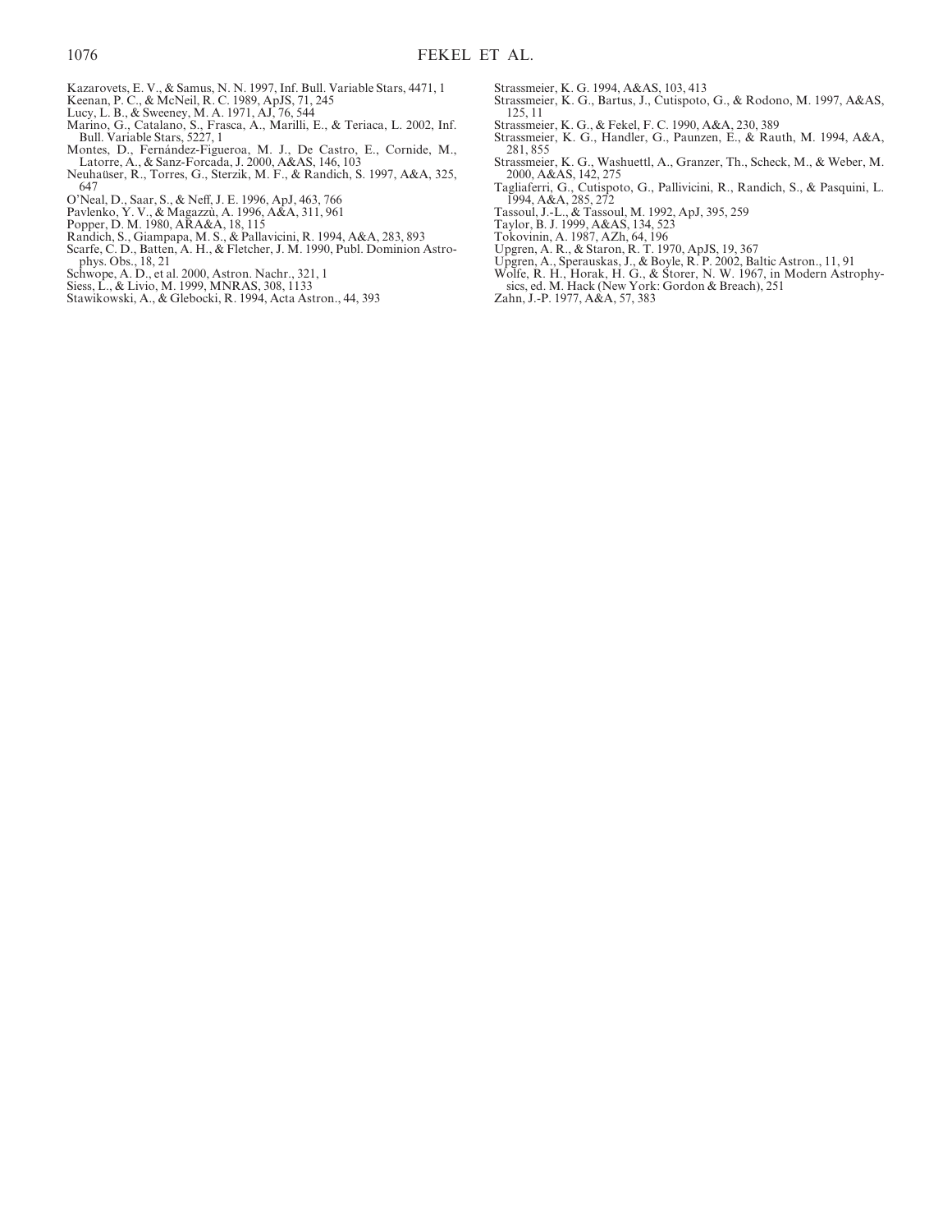Kazarovets, E. V., & Samus, N. N. 1997, Inf. Bull. Variable Stars, 4471, 1
Keenan, P. C., & McNeil, R. C. 1989, ApJS, 71, 245
Lucy, L. B., & Sweeney, M. A. 1971, AJ, 76, 544
Marino, G., Catalano, S., Frasca, A., Marilli, E., & Teriaca, L. 2002, Inf. Bull. Variable Stars, 5227, 1
Montes, D., Fernández-Figueroa, M. J., De Castro, E., Cornide, M., Latorre, A., & Sanz-Forcada, J. 2000, A&AS, 146, 103
Neuhaüser, R., Torres, G., Sterzik, M. F., & Randich, S. 1997, A&A, 325, 647
O'Neal, D., Saar, S., & Neff, J. E. 1996, ApJ, 463, 766
Pavlenko, Y. V., & Magazzù, A. 1996, A&A, 311, 961
Popper, D. M. 1980, ARA&A, 18, 115
Randich, S., Giampapa, M. S., & Pallavicini, R. 1994, A&A, 283, 893
Scarfe, C. D., Batten, A. H., & Fletcher, J. M. 1990, Publ. Dominion Astrophys. Obs., 18, 21
Schwope, A. D., et al. 2000, Astron. Nachr., 321, 1
Siess, L., & Livio, M. 1999, MNRAS, 308, 1133
Stawikowski, A., & Glebocki, R. 1994, Acta Astron., 44, 393
Strassmeier, K. G. 1994, A&AS, 103, 413
Strassmeier, K. G., Bartus, J., Cutispoto, G., & Rodono, M. 1997, A&AS, 125, 11
Strassmeier, K. G., & Fekel, F. C. 1990, A&A, 230, 389
Strassmeier, K. G., Handler, G., Paunzen, E., & Rauth, M. 1994, A&A, 281, 855
Strassmeier, K. G., Washuettl, A., Granzer, Th., Scheck, M., & Weber, M. 2000, A&AS, 142, 275
Tagliaferri, G., Cutispoto, G., Pallivicini, R., Randich, S., & Pasquini, L. 1994, A&A, 285, 272
Tassoul, J.-L., & Tassoul, M. 1992, ApJ, 395, 259
Taylor, B. J. 1999, A&AS, 134, 523
Tokovinin, A. 1987, AZh, 64, 196
Upgren, A. R., & Staron, R. T. 1970, ApJS, 19, 367
Upgren, A., Sperauskas, J., & Boyle, R. P. 2002, Baltic Astron., 11, 91
Wolfe, R. H., Horak, H. G., & Storer, N. W. 1967, in Modern Astrophysics, ed. M. Hack (New York: Gordon & Breach), 251
Zahn, J.-P. 1977, A&A, 57, 383